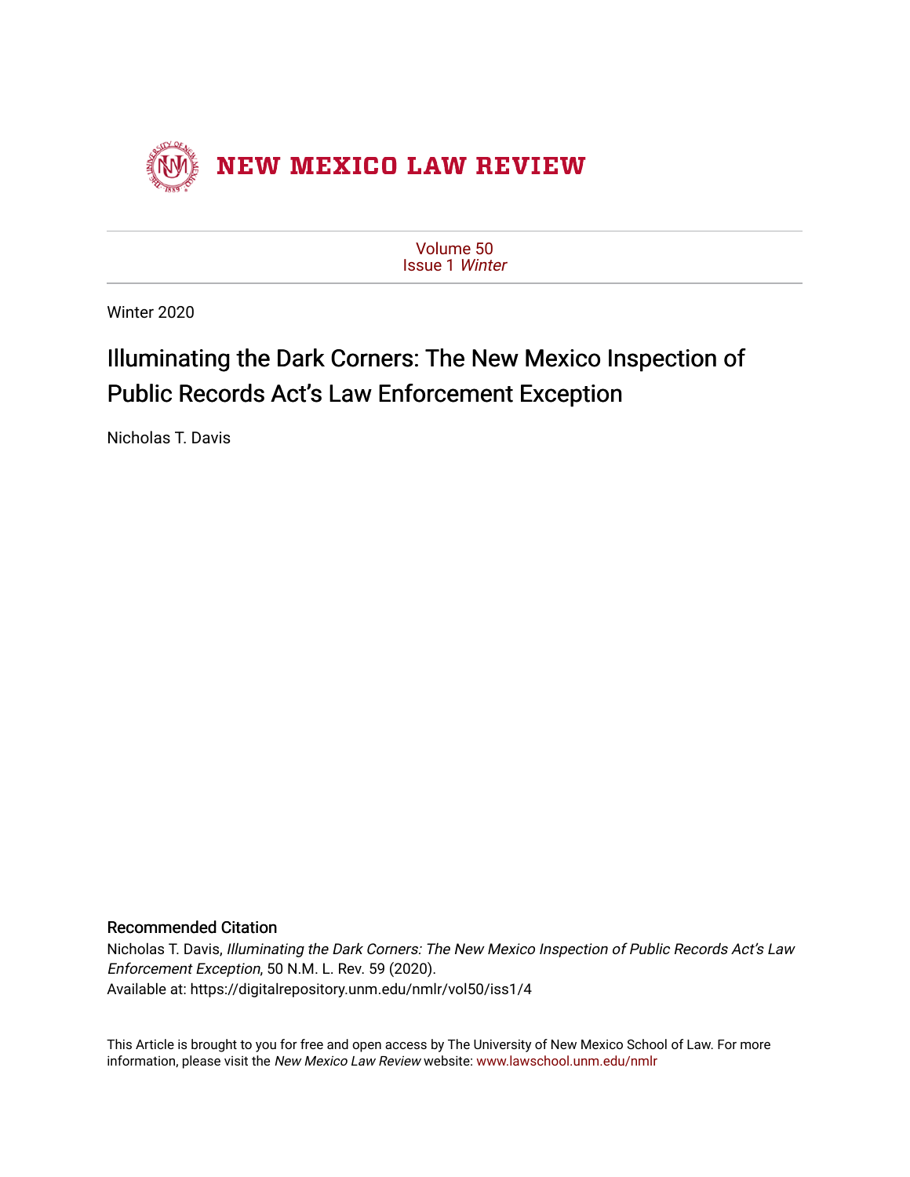# NEW MEXICO LAW REVIEW

Volume 50
Issue 1 *Winter*

Winter 2020

## Illuminating the Dark Corners: The New Mexico Inspection of Public Records Act's Law Enforcement Exception

Nicholas T. Davis

### Recommended Citation

Nicholas T. Davis, *Illuminating the Dark Corners: The New Mexico Inspection of Public Records Act's Law Enforcement Exception*, 50 N.M. L. Rev. 59 (2020).
Available at: https://digitalrepository.unm.edu/nmlr/vol50/iss1/4

This Article is brought to you for free and open access by The University of New Mexico School of Law. For more information, please visit the *New Mexico Law Review* website: www.lawschool.unm.edu/nmlr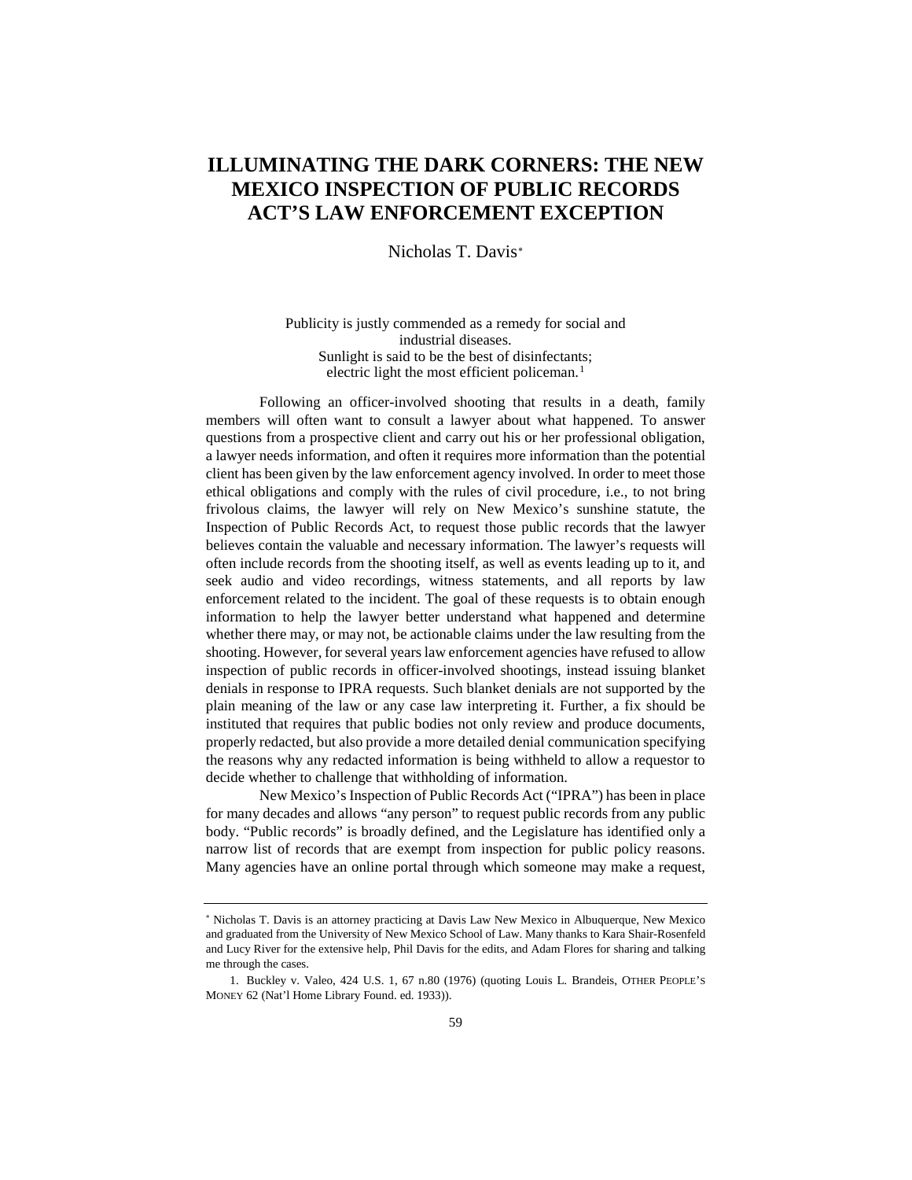# ILLUMINATING THE DARK CORNERS: THE NEW MEXICO INSPECTION OF PUBLIC RECORDS ACT'S LAW ENFORCEMENT EXCEPTION

Nicholas T. Davis[*]

> Publicity is justly commended as a remedy for social and industrial diseases.
> Sunlight is said to be the best of disinfectants;
> electric light the most efficient policeman.[1]

Following an officer-involved shooting that results in a death, family members will often want to consult a lawyer about what happened. To answer questions from a prospective client and carry out his or her professional obligation, a lawyer needs information, and often it requires more information than the potential client has been given by the law enforcement agency involved. In order to meet those ethical obligations and comply with the rules of civil procedure, i.e., to not bring frivolous claims, the lawyer will rely on New Mexico's sunshine statute, the Inspection of Public Records Act, to request those public records that the lawyer believes contain the valuable and necessary information. The lawyer's requests will often include records from the shooting itself, as well as events leading up to it, and seek audio and video recordings, witness statements, and all reports by law enforcement related to the incident. The goal of these requests is to obtain enough information to help the lawyer better understand what happened and determine whether there may, or may not, be actionable claims under the law resulting from the shooting. However, for several years law enforcement agencies have refused to allow inspection of public records in officer-involved shootings, instead issuing blanket denials in response to IPRA requests. Such blanket denials are not supported by the plain meaning of the law or any case law interpreting it. Further, a fix should be instituted that requires that public bodies not only review and produce documents, properly redacted, but also provide a more detailed denial communication specifying the reasons why any redacted information is being withheld to allow a requestor to decide whether to challenge that withholding of information.

New Mexico's Inspection of Public Records Act ("IPRA") has been in place for many decades and allows "any person" to request public records from any public body. "Public records" is broadly defined, and the Legislature has identified only a narrow list of records that are exempt from inspection for public policy reasons. Many agencies have an online portal through which someone may make a request,

---

[*] Nicholas T. Davis is an attorney practicing at Davis Law New Mexico in Albuquerque, New Mexico and graduated from the University of New Mexico School of Law. Many thanks to Kara Shair-Rosenfeld and Lucy River for the extensive help, Phil Davis for the edits, and Adam Flores for sharing and talking me through the cases.

1. Buckley v. Valeo, 424 U.S. 1, 67 n.80 (1976) (quoting Louis L. Brandeis, OTHER PEOPLE'S MONEY 62 (Nat'l Home Library Found. ed. 1933)).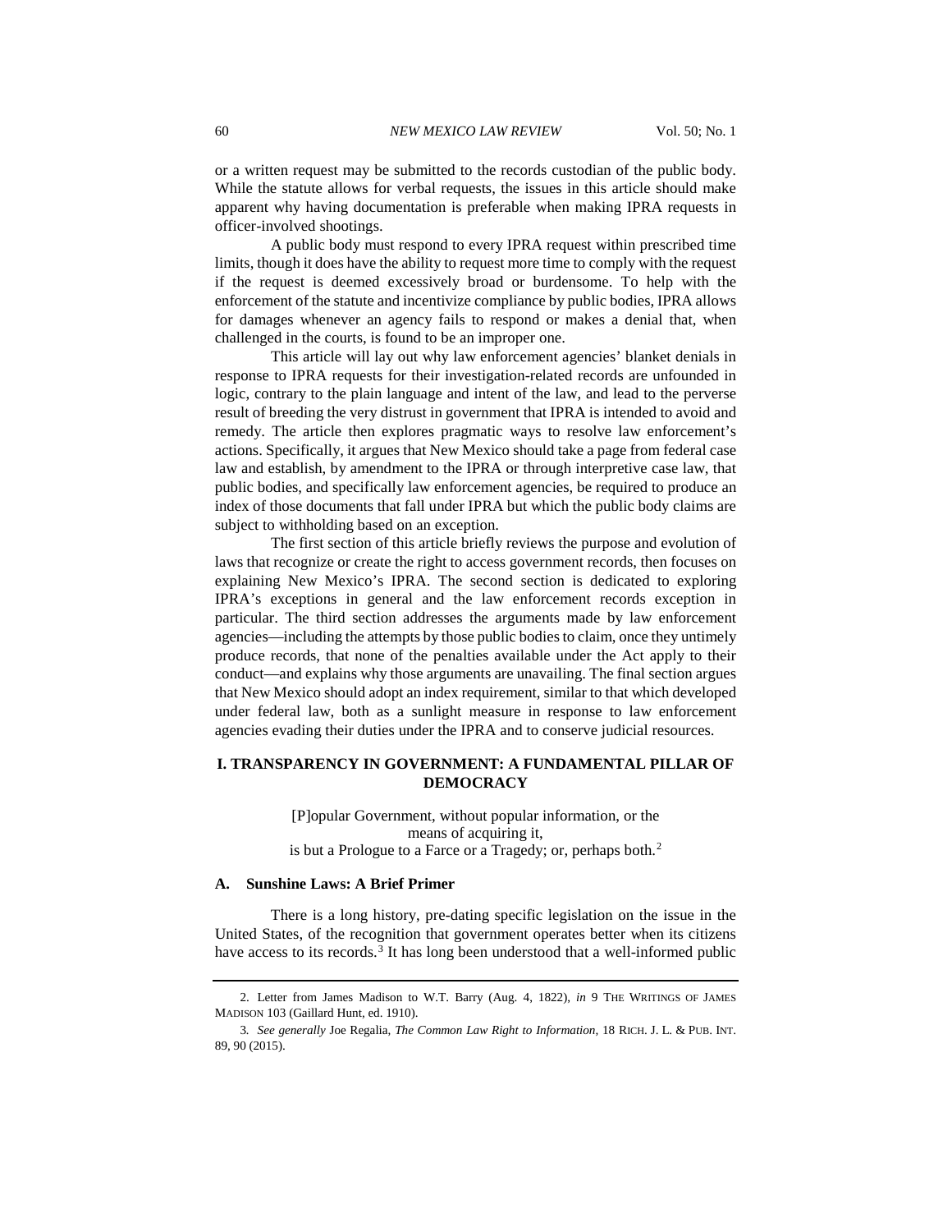or a written request may be submitted to the records custodian of the public body. While the statute allows for verbal requests, the issues in this article should make apparent why having documentation is preferable when making IPRA requests in officer-involved shootings.

A public body must respond to every IPRA request within prescribed time limits, though it does have the ability to request more time to comply with the request if the request is deemed excessively broad or burdensome. To help with the enforcement of the statute and incentivize compliance by public bodies, IPRA allows for damages whenever an agency fails to respond or makes a denial that, when challenged in the courts, is found to be an improper one.

This article will lay out why law enforcement agencies' blanket denials in response to IPRA requests for their investigation-related records are unfounded in logic, contrary to the plain language and intent of the law, and lead to the perverse result of breeding the very distrust in government that IPRA is intended to avoid and remedy. The article then explores pragmatic ways to resolve law enforcement's actions. Specifically, it argues that New Mexico should take a page from federal case law and establish, by amendment to the IPRA or through interpretive case law, that public bodies, and specifically law enforcement agencies, be required to produce an index of those documents that fall under IPRA but which the public body claims are subject to withholding based on an exception.

The first section of this article briefly reviews the purpose and evolution of laws that recognize or create the right to access government records, then focuses on explaining New Mexico's IPRA. The second section is dedicated to exploring IPRA's exceptions in general and the law enforcement records exception in particular. The third section addresses the arguments made by law enforcement agencies—including the attempts by those public bodies to claim, once they untimely produce records, that none of the penalties available under the Act apply to their conduct—and explains why those arguments are unavailing. The final section argues that New Mexico should adopt an index requirement, similar to that which developed under federal law, both as a sunlight measure in response to law enforcement agencies evading their duties under the IPRA and to conserve judicial resources.

## I. TRANSPARENCY IN GOVERNMENT: A FUNDAMENTAL PILLAR OF DEMOCRACY

> [P]opular Government, without popular information, or the means of acquiring it, is but a Prologue to a Farce or a Tragedy; or, perhaps both.[2]

### A. Sunshine Laws: A Brief Primer

There is a long history, pre-dating specific legislation on the issue in the United States, of the recognition that government operates better when its citizens have access to its records.[3] It has long been understood that a well-informed public

---

2. Letter from James Madison to W.T. Barry (Aug. 4, 1822), *in* 9 THE WRITINGS OF JAMES MADISON 103 (Gaillard Hunt, ed. 1910).

3. *See generally* Joe Regalia, *The Common Law Right to Information*, 18 RICH. J. L. & PUB. INT. 89, 90 (2015).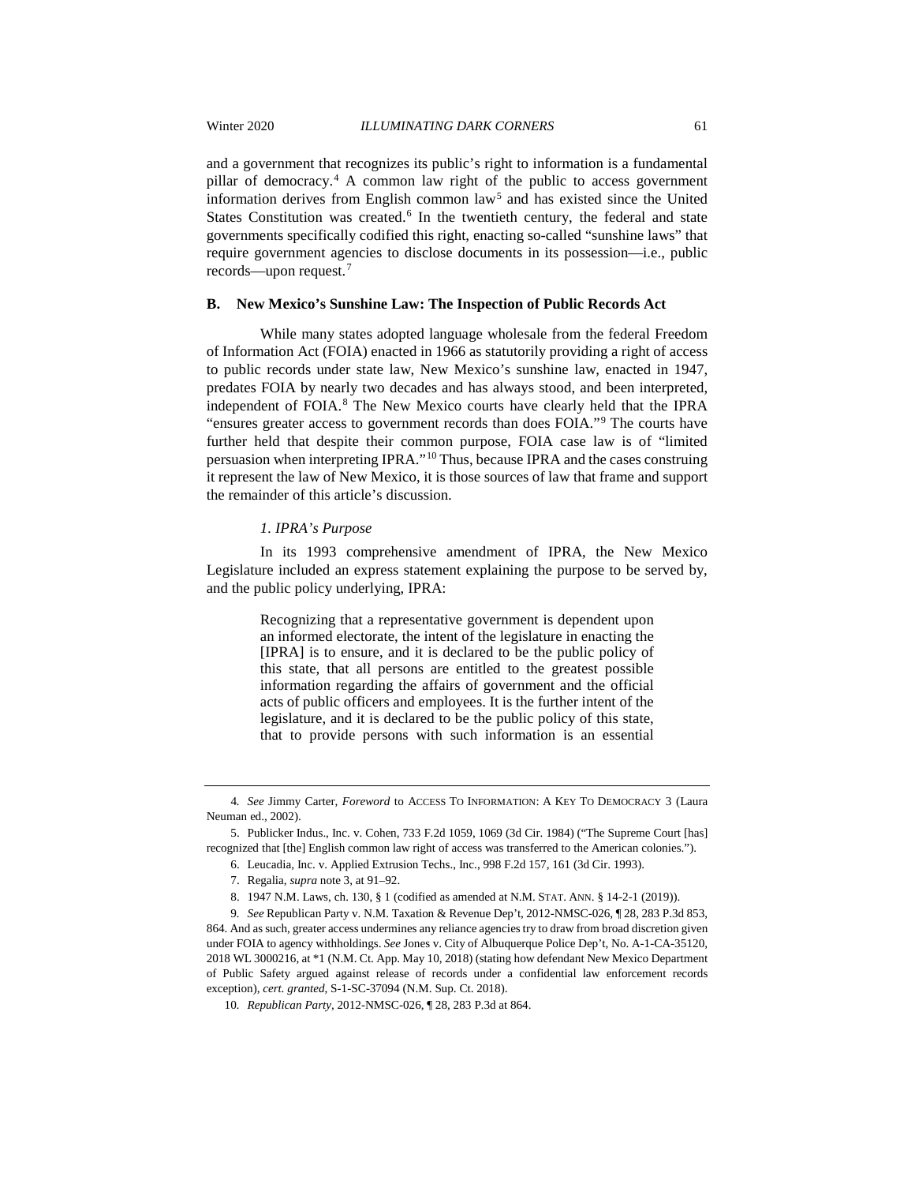and a government that recognizes its public's right to information is a fundamental pillar of democracy.[4] A common law right of the public to access government information derives from English common law[5] and has existed since the United States Constitution was created.[6] In the twentieth century, the federal and state governments specifically codified this right, enacting so-called "sunshine laws" that require government agencies to disclose documents in its possession—i.e., public records—upon request.[7]

### B. New Mexico's Sunshine Law: The Inspection of Public Records Act

While many states adopted language wholesale from the federal Freedom of Information Act (FOIA) enacted in 1966 as statutorily providing a right of access to public records under state law, New Mexico's sunshine law, enacted in 1947, predates FOIA by nearly two decades and has always stood, and been interpreted, independent of FOIA.[8] The New Mexico courts have clearly held that the IPRA "ensures greater access to government records than does FOIA."[9] The courts have further held that despite their common purpose, FOIA case law is of "limited persuasion when interpreting IPRA."[10] Thus, because IPRA and the cases construing it represent the law of New Mexico, it is those sources of law that frame and support the remainder of this article's discussion.

#### *1. IPRA's Purpose*

In its 1993 comprehensive amendment of IPRA, the New Mexico Legislature included an express statement explaining the purpose to be served by, and the public policy underlying, IPRA:

> Recognizing that a representative government is dependent upon an informed electorate, the intent of the legislature in enacting the [IPRA] is to ensure, and it is declared to be the public policy of this state, that all persons are entitled to the greatest possible information regarding the affairs of government and the official acts of public officers and employees. It is the further intent of the legislature, and it is declared to be the public policy of this state, that to provide persons with such information is an essential

---

4. *See* Jimmy Carter, *Foreword* to ACCESS TO INFORMATION: A KEY TO DEMOCRACY 3 (Laura Neuman ed., 2002).

5. Publicker Indus., Inc. v. Cohen, 733 F.2d 1059, 1069 (3d Cir. 1984) ("The Supreme Court [has] recognized that [the] English common law right of access was transferred to the American colonies.").

6. Leucadia, Inc. v. Applied Extrusion Techs., Inc., 998 F.2d 157, 161 (3d Cir. 1993).

7. Regalia, *supra* note 3, at 91–92.

8. 1947 N.M. Laws, ch. 130, § 1 (codified as amended at N.M. STAT. ANN. § 14-2-1 (2019)).

9. *See* Republican Party v. N.M. Taxation & Revenue Dep't, 2012-NMSC-026, ¶ 28, 283 P.3d 853, 864. And as such, greater access undermines any reliance agencies try to draw from broad discretion given under FOIA to agency withholdings. *See* Jones v. City of Albuquerque Police Dep't, No. A-1-CA-35120, 2018 WL 3000216, at *1 (N.M. Ct. App. May 10, 2018) (stating how defendant New Mexico Department of Public Safety argued against release of records under a confidential law enforcement records exception), *cert. granted*, S-1-SC-37094 (N.M. Sup. Ct. 2018).

10. *Republican Party*, 2012-NMSC-026, ¶ 28, 283 P.3d at 864.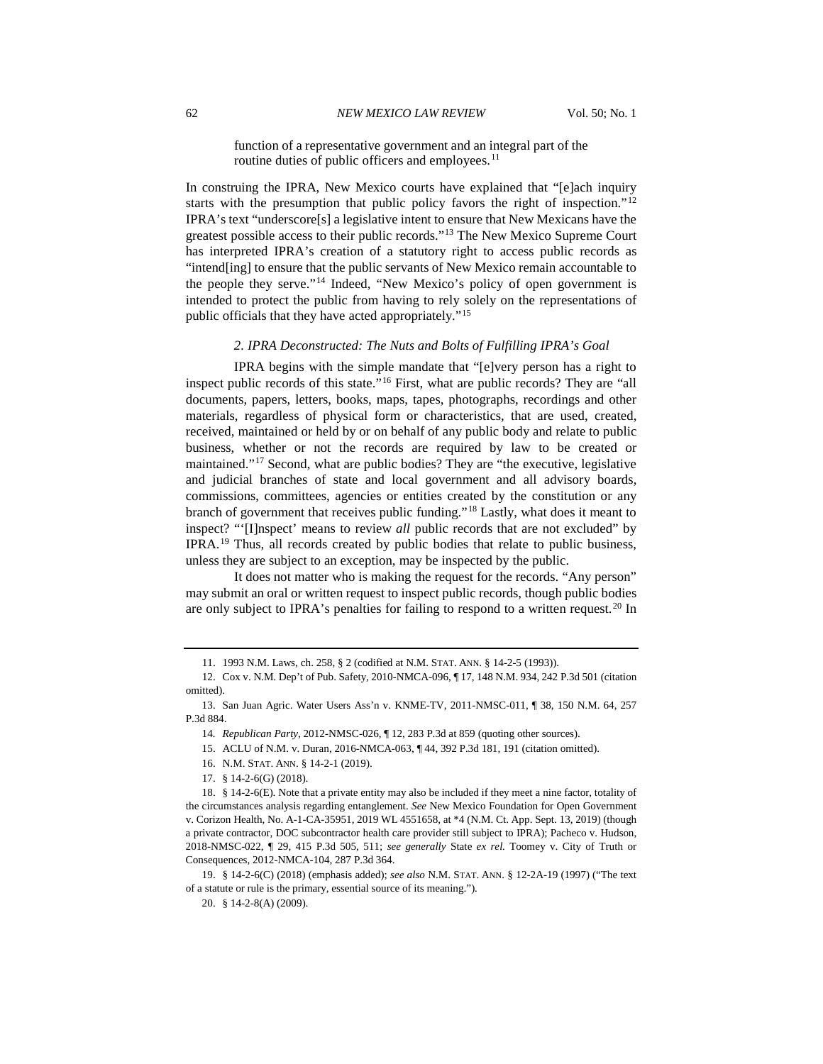> function of a representative government and an integral part of the routine duties of public officers and employees.[11]

In construing the IPRA, New Mexico courts have explained that "[e]ach inquiry starts with the presumption that public policy favors the right of inspection."[12] IPRA's text "underscore[s] a legislative intent to ensure that New Mexicans have the greatest possible access to their public records."[13] The New Mexico Supreme Court has interpreted IPRA's creation of a statutory right to access public records as "intend[ing] to ensure that the public servants of New Mexico remain accountable to the people they serve."[14] Indeed, "New Mexico's policy of open government is intended to protect the public from having to rely solely on the representations of public officials that they have acted appropriately."[15]

### *2. IPRA Deconstructed: The Nuts and Bolts of Fulfilling IPRA's Goal*

IPRA begins with the simple mandate that "[e]very person has a right to inspect public records of this state."[16] First, what are public records? They are "all documents, papers, letters, books, maps, tapes, photographs, recordings and other materials, regardless of physical form or characteristics, that are used, created, received, maintained or held by or on behalf of any public body and relate to public business, whether or not the records are required by law to be created or maintained."[17] Second, what are public bodies? They are "the executive, legislative and judicial branches of state and local government and all advisory boards, commissions, committees, agencies or entities created by the constitution or any branch of government that receives public funding."[18] Lastly, what does it meant to inspect? "'[I]nspect' means to review *all* public records that are not excluded" by IPRA.[19] Thus, all records created by public bodies that relate to public business, unless they are subject to an exception, may be inspected by the public.

It does not matter who is making the request for the records. "Any person" may submit an oral or written request to inspect public records, though public bodies are only subject to IPRA's penalties for failing to respond to a written request.[20] In

---

11. 1993 N.M. Laws, ch. 258, § 2 (codified at N.M. STAT. ANN. § 14-2-5 (1993)).

12. Cox v. N.M. Dep't of Pub. Safety, 2010-NMCA-096, ¶ 17, 148 N.M. 934, 242 P.3d 501 (citation omitted).

13. San Juan Agric. Water Users Ass'n v. KNME-TV, 2011-NMSC-011, ¶ 38, 150 N.M. 64, 257 P.3d 884.

14. *Republican Party*, 2012-NMSC-026, ¶ 12, 283 P.3d at 859 (quoting other sources).

15. ACLU of N.M. v. Duran, 2016-NMCA-063, ¶ 44, 392 P.3d 181, 191 (citation omitted).

16. N.M. STAT. ANN. § 14-2-1 (2019).

17. § 14-2-6(G) (2018).

18. § 14-2-6(E). Note that a private entity may also be included if they meet a nine factor, totality of the circumstances analysis regarding entanglement. *See* New Mexico Foundation for Open Government v. Corizon Health, No. A-1-CA-35951, 2019 WL 4551658, at \*4 (N.M. Ct. App. Sept. 13, 2019) (though a private contractor, DOC subcontractor health care provider still subject to IPRA); Pacheco v. Hudson, 2018-NMSC-022, ¶ 29, 415 P.3d 505, 511; *see generally* State *ex rel.* Toomey v. City of Truth or Consequences, 2012-NMCA-104, 287 P.3d 364.

19. § 14-2-6(C) (2018) (emphasis added); *see also* N.M. STAT. ANN. § 12-2A-19 (1997) ("The text of a statute or rule is the primary, essential source of its meaning.").

20. § 14-2-8(A) (2009).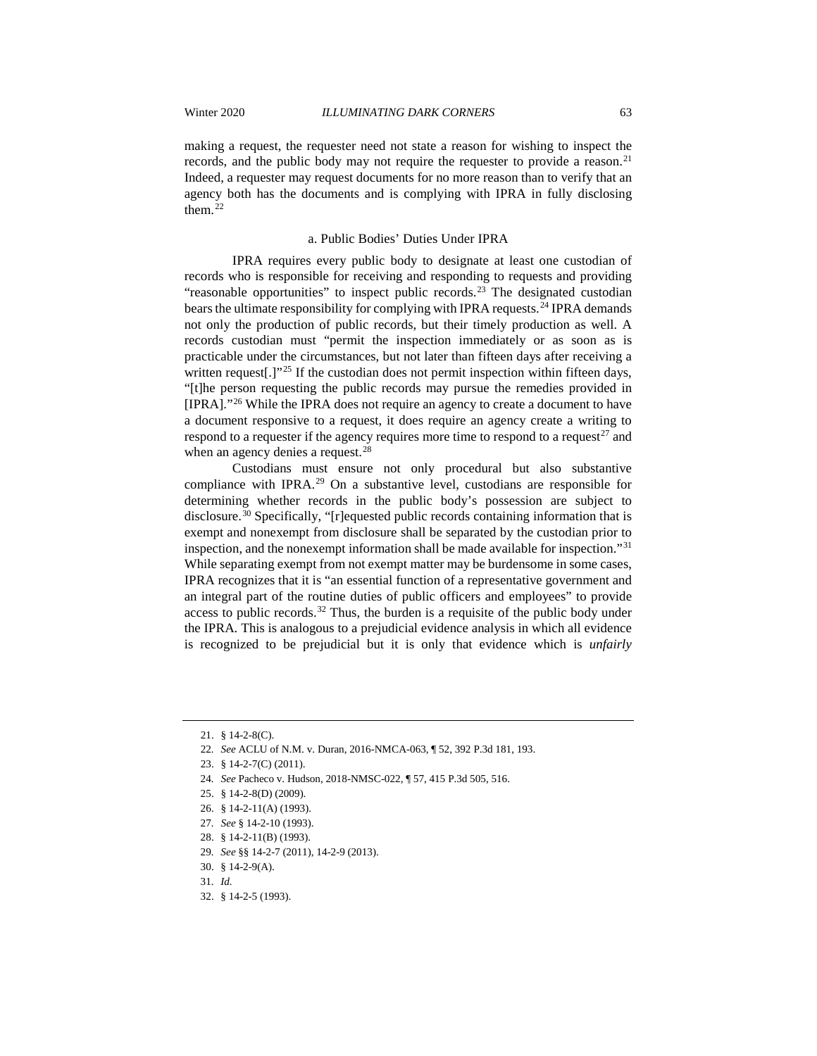making a request, the requester need not state a reason for wishing to inspect the records, and the public body may not require the requester to provide a reason.[21] Indeed, a requester may request documents for no more reason than to verify that an agency both has the documents and is complying with IPRA in fully disclosing them.[22]

### a. Public Bodies' Duties Under IPRA

IPRA requires every public body to designate at least one custodian of records who is responsible for receiving and responding to requests and providing "reasonable opportunities" to inspect public records.[23] The designated custodian bears the ultimate responsibility for complying with IPRA requests.[24] IPRA demands not only the production of public records, but their timely production as well. A records custodian must "permit the inspection immediately or as soon as is practicable under the circumstances, but not later than fifteen days after receiving a written request[.]"[25] If the custodian does not permit inspection within fifteen days, "[t]he person requesting the public records may pursue the remedies provided in [IPRA]."[26] While the IPRA does not require an agency to create a document to have a document responsive to a request, it does require an agency create a writing to respond to a requester if the agency requires more time to respond to a request[27] and when an agency denies a request.[28]

Custodians must ensure not only procedural but also substantive compliance with IPRA.[29] On a substantive level, custodians are responsible for determining whether records in the public body's possession are subject to disclosure.[30] Specifically, "[r]equested public records containing information that is exempt and nonexempt from disclosure shall be separated by the custodian prior to inspection, and the nonexempt information shall be made available for inspection."[31] While separating exempt from not exempt matter may be burdensome in some cases, IPRA recognizes that it is "an essential function of a representative government and an integral part of the routine duties of public officers and employees" to provide access to public records.[32] Thus, the burden is a requisite of the public body under the IPRA. This is analogous to a prejudicial evidence analysis in which all evidence is recognized to be prejudicial but it is only that evidence which is *unfairly*

---

21. § 14-2-8(C).
22. *See* ACLU of N.M. v. Duran, 2016-NMCA-063, ¶ 52, 392 P.3d 181, 193.
23. § 14-2-7(C) (2011).
24. *See* Pacheco v. Hudson, 2018-NMSC-022, ¶ 57, 415 P.3d 505, 516.
25. § 14-2-8(D) (2009).
26. § 14-2-11(A) (1993).
27. *See* § 14-2-10 (1993).
28. § 14-2-11(B) (1993).
29. *See* §§ 14-2-7 (2011), 14-2-9 (2013).
30. § 14-2-9(A).
31. *Id.*
32. § 14-2-5 (1993).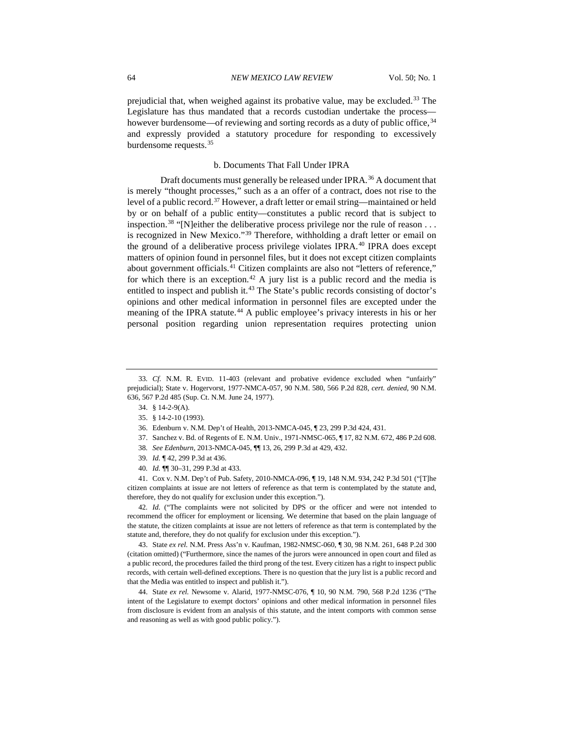prejudicial that, when weighed against its probative value, may be excluded.[33] The Legislature has thus mandated that a records custodian undertake the process—however burdensome—of reviewing and sorting records as a duty of public office,[34] and expressly provided a statutory procedure for responding to excessively burdensome requests.[35]

### b. Documents That Fall Under IPRA

Draft documents must generally be released under IPRA.[36] A document that is merely "thought processes," such as a an offer of a contract, does not rise to the level of a public record.[37] However, a draft letter or email string—maintained or held by or on behalf of a public entity—constitutes a public record that is subject to inspection.[38] "[N]either the deliberative process privilege nor the rule of reason . . . is recognized in New Mexico."[39] Therefore, withholding a draft letter or email on the ground of a deliberative process privilege violates IPRA.[40] IPRA does except matters of opinion found in personnel files, but it does not except citizen complaints about government officials.[41] Citizen complaints are also not "letters of reference," for which there is an exception.[42] A jury list is a public record and the media is entitled to inspect and publish it.[43] The State's public records consisting of doctor's opinions and other medical information in personnel files are excepted under the meaning of the IPRA statute.[44] A public employee's privacy interests in his or her personal position regarding union representation requires protecting union

---

33. *Cf.* N.M. R. EVID. 11-403 (relevant and probative evidence excluded when "unfairly" prejudicial); State v. Hogervorst, 1977-NMCA-057, 90 N.M. 580, 566 P.2d 828, *cert. denied*, 90 N.M. 636, 567 P.2d 485 (Sup. Ct. N.M. June 24, 1977).

34. § 14-2-9(A).

35. § 14-2-10 (1993).

36. Edenburn v. N.M. Dep't of Health, 2013-NMCA-045, ¶ 23, 299 P.3d 424, 431.

37. Sanchez v. Bd. of Regents of E. N.M. Univ., 1971-NMSC-065, ¶ 17, 82 N.M. 672, 486 P.2d 608.

38. *See Edenburn*, 2013-NMCA-045, ¶¶ 13, 26, 299 P.3d at 429, 432.

39. *Id.* ¶ 42, 299 P.3d at 436.

40. *Id.* ¶¶ 30–31, 299 P.3d at 433.

41. Cox v. N.M. Dep't of Pub. Safety, 2010-NMCA-096, ¶ 19, 148 N.M. 934, 242 P.3d 501 ("[T]he citizen complaints at issue are not letters of reference as that term is contemplated by the statute and, therefore, they do not qualify for exclusion under this exception.").

42. *Id.* ("The complaints were not solicited by DPS or the officer and were not intended to recommend the officer for employment or licensing. We determine that based on the plain language of the statute, the citizen complaints at issue are not letters of reference as that term is contemplated by the statute and, therefore, they do not qualify for exclusion under this exception.").

43. State *ex rel.* N.M. Press Ass'n v. Kaufman, 1982-NMSC-060, ¶ 30, 98 N.M. 261, 648 P.2d 300 (citation omitted) ("Furthermore, since the names of the jurors were announced in open court and filed as a public record, the procedures failed the third prong of the test. Every citizen has a right to inspect public records, with certain well-defined exceptions. There is no question that the jury list is a public record and that the Media was entitled to inspect and publish it.").

44. State *ex rel.* Newsome v. Alarid, 1977-NMSC-076, ¶ 10, 90 N.M. 790, 568 P.2d 1236 ("The intent of the Legislature to exempt doctors' opinions and other medical information in personnel files from disclosure is evident from an analysis of this statute, and the intent comports with common sense and reasoning as well as with good public policy.").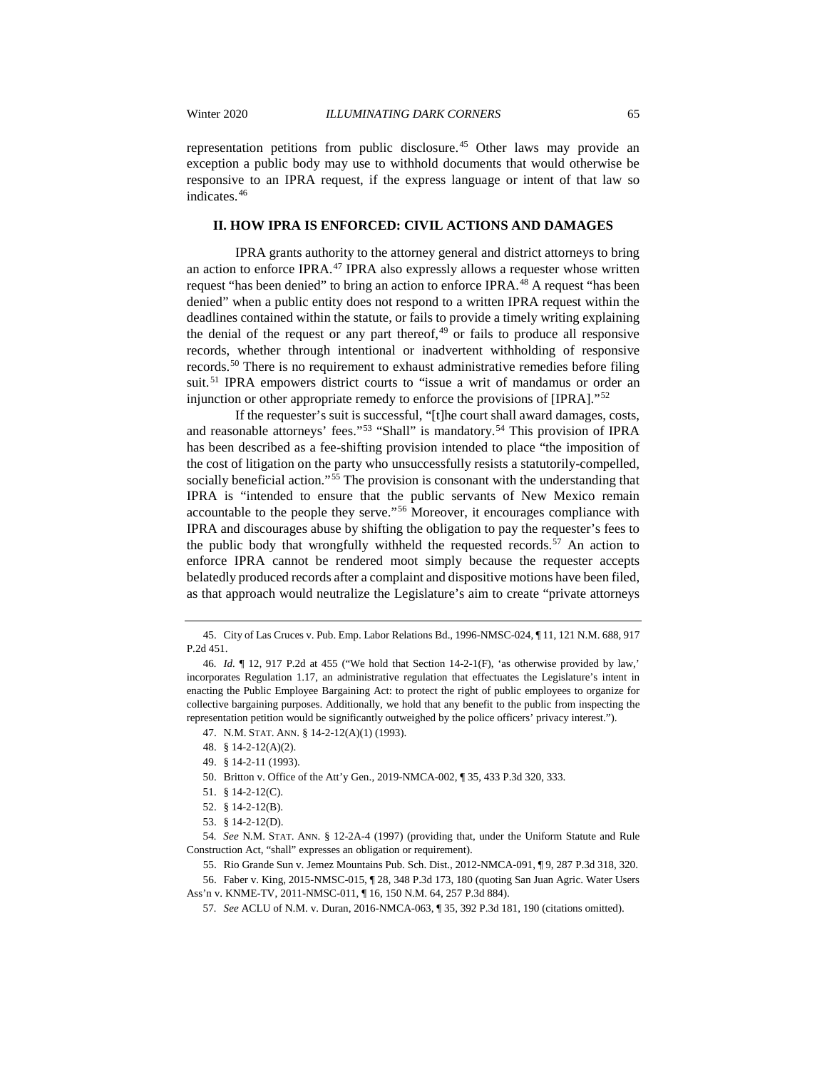representation petitions from public disclosure.[45] Other laws may provide an exception a public body may use to withhold documents that would otherwise be responsive to an IPRA request, if the express language or intent of that law so indicates.[46]

## II. HOW IPRA IS ENFORCED: CIVIL ACTIONS AND DAMAGES

IPRA grants authority to the attorney general and district attorneys to bring an action to enforce IPRA.[47] IPRA also expressly allows a requester whose written request "has been denied" to bring an action to enforce IPRA.[48] A request "has been denied" when a public entity does not respond to a written IPRA request within the deadlines contained within the statute, or fails to provide a timely writing explaining the denial of the request or any part thereof,[49] or fails to produce all responsive records, whether through intentional or inadvertent withholding of responsive records.[50] There is no requirement to exhaust administrative remedies before filing suit.[51] IPRA empowers district courts to "issue a writ of mandamus or order an injunction or other appropriate remedy to enforce the provisions of [IPRA]."[52]

If the requester's suit is successful, "[t]he court shall award damages, costs, and reasonable attorneys' fees."[53] "Shall" is mandatory.[54] This provision of IPRA has been described as a fee-shifting provision intended to place "the imposition of the cost of litigation on the party who unsuccessfully resists a statutorily-compelled, socially beneficial action."[55] The provision is consonant with the understanding that IPRA is "intended to ensure that the public servants of New Mexico remain accountable to the people they serve."[56] Moreover, it encourages compliance with IPRA and discourages abuse by shifting the obligation to pay the requester's fees to the public body that wrongfully withheld the requested records.[57] An action to enforce IPRA cannot be rendered moot simply because the requester accepts belatedly produced records after a complaint and dispositive motions have been filed, as that approach would neutralize the Legislature's aim to create "private attorneys

---

45. City of Las Cruces v. Pub. Emp. Labor Relations Bd., 1996-NMSC-024, ¶ 11, 121 N.M. 688, 917 P.2d 451.

46. *Id.* ¶ 12, 917 P.2d at 455 ("We hold that Section 14-2-1(F), 'as otherwise provided by law,' incorporates Regulation 1.17, an administrative regulation that effectuates the Legislature's intent in enacting the Public Employee Bargaining Act: to protect the right of public employees to organize for collective bargaining purposes. Additionally, we hold that any benefit to the public from inspecting the representation petition would be significantly outweighed by the police officers' privacy interest.").

47. N.M. STAT. ANN. § 14-2-12(A)(1) (1993).

48. § 14-2-12(A)(2).

49. § 14-2-11 (1993).

50. Britton v. Office of the Att'y Gen., 2019-NMCA-002, ¶ 35, 433 P.3d 320, 333.

51. § 14-2-12(C).

52. § 14-2-12(B).

53. § 14-2-12(D).

54. *See* N.M. STAT. ANN. § 12-2A-4 (1997) (providing that, under the Uniform Statute and Rule Construction Act, "shall" expresses an obligation or requirement).

55. Rio Grande Sun v. Jemez Mountains Pub. Sch. Dist., 2012-NMCA-091, ¶ 9, 287 P.3d 318, 320.

56. Faber v. King, 2015-NMSC-015, ¶ 28, 348 P.3d 173, 180 (quoting San Juan Agric. Water Users Ass'n v. KNME-TV, 2011-NMSC-011, ¶ 16, 150 N.M. 64, 257 P.3d 884).

57. *See* ACLU of N.M. v. Duran, 2016-NMCA-063, ¶ 35, 392 P.3d 181, 190 (citations omitted).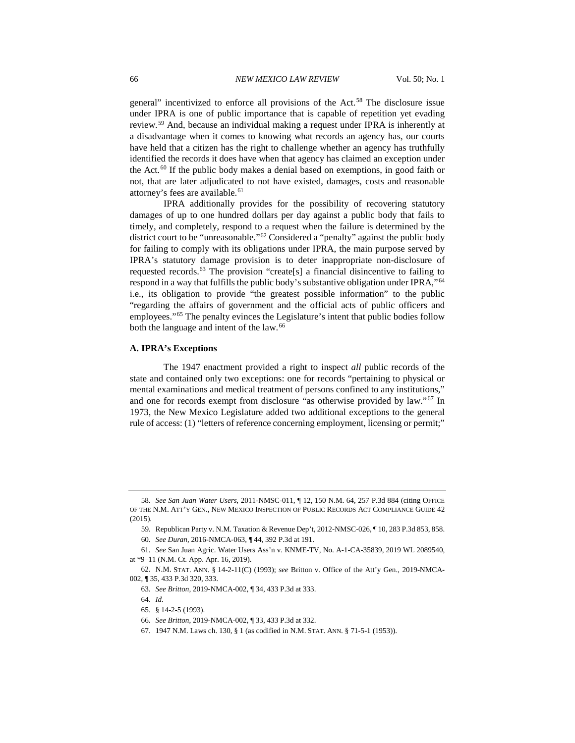general" incentivized to enforce all provisions of the Act.[58] The disclosure issue under IPRA is one of public importance that is capable of repetition yet evading review.[59] And, because an individual making a request under IPRA is inherently at a disadvantage when it comes to knowing what records an agency has, our courts have held that a citizen has the right to challenge whether an agency has truthfully identified the records it does have when that agency has claimed an exception under the Act.[60] If the public body makes a denial based on exemptions, in good faith or not, that are later adjudicated to not have existed, damages, costs and reasonable attorney's fees are available.[61]

IPRA additionally provides for the possibility of recovering statutory damages of up to one hundred dollars per day against a public body that fails to timely, and completely, respond to a request when the failure is determined by the district court to be "unreasonable."[62] Considered a "penalty" against the public body for failing to comply with its obligations under IPRA, the main purpose served by IPRA's statutory damage provision is to deter inappropriate non-disclosure of requested records.[63] The provision "create[s] a financial disincentive to failing to respond in a way that fulfills the public body's substantive obligation under IPRA,"[64] i.e., its obligation to provide "the greatest possible information" to the public "regarding the affairs of government and the official acts of public officers and employees."[65] The penalty evinces the Legislature's intent that public bodies follow both the language and intent of the law.[66]

### A. IPRA's Exceptions

The 1947 enactment provided a right to inspect *all* public records of the state and contained only two exceptions: one for records "pertaining to physical or mental examinations and medical treatment of persons confined to any institutions," and one for records exempt from disclosure "as otherwise provided by law."[67] In 1973, the New Mexico Legislature added two additional exceptions to the general rule of access: (1) "letters of reference concerning employment, licensing or permit;"

---

58. *See San Juan Water Users*, 2011-NMSC-011, ¶ 12, 150 N.M. 64, 257 P.3d 884 (citing OFFICE OF THE N.M. ATT'Y GEN., NEW MEXICO INSPECTION OF PUBLIC RECORDS ACT COMPLIANCE GUIDE 42 (2015).

59. Republican Party v. N.M. Taxation & Revenue Dep't, 2012-NMSC-026, ¶ 10, 283 P.3d 853, 858.

60. *See Duran*, 2016-NMCA-063, ¶ 44, 392 P.3d at 191.

61. *See* San Juan Agric. Water Users Ass'n v. KNME-TV, No. A-1-CA-35839, 2019 WL 2089540, at *9–11 (N.M. Ct. App. Apr. 16, 2019).

62. N.M. STAT. ANN. § 14-2-11(C) (1993); *see* Britton v. Office of the Att'y Gen., 2019-NMCA-002, ¶ 35, 433 P.3d 320, 333.

63. *See Britton*, 2019-NMCA-002, ¶ 34, 433 P.3d at 333.

64. *Id.*

65. § 14-2-5 (1993).

66. *See Britton*, 2019-NMCA-002, ¶ 33, 433 P.3d at 332.

67. 1947 N.M. Laws ch. 130, § 1 (as codified in N.M. STAT. ANN. § 71-5-1 (1953)).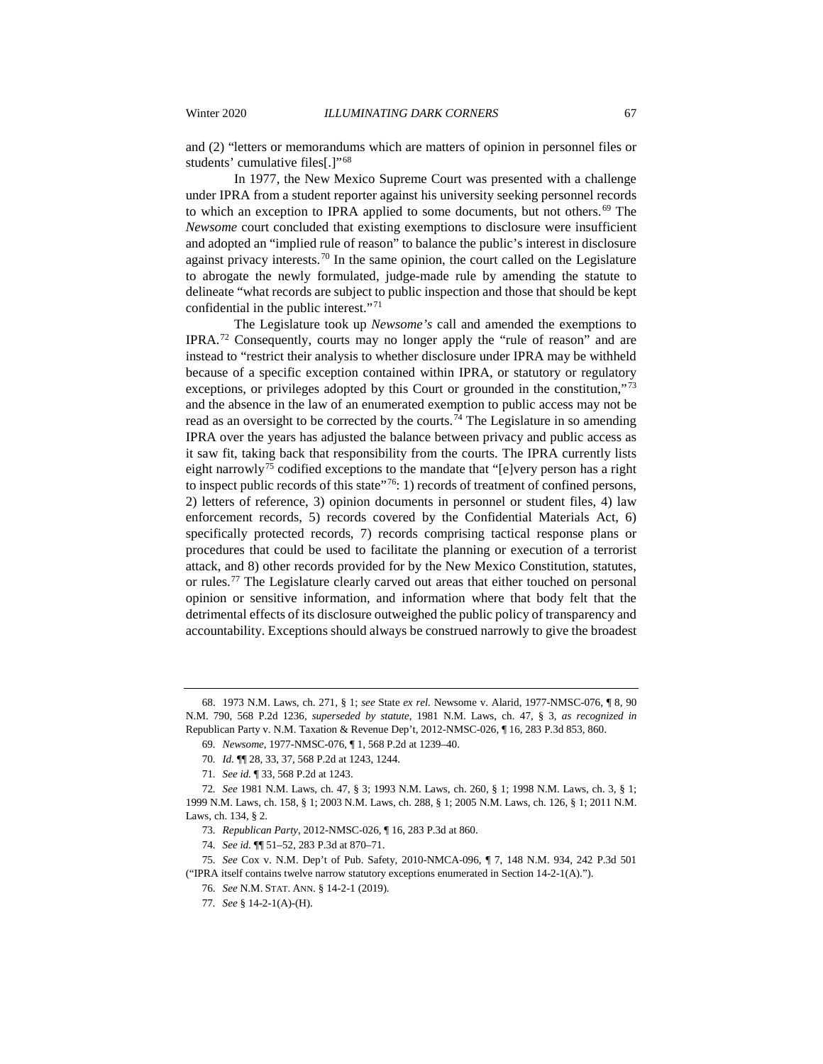and (2) "letters or memorandums which are matters of opinion in personnel files or students' cumulative files[.]"[68]

In 1977, the New Mexico Supreme Court was presented with a challenge under IPRA from a student reporter against his university seeking personnel records to which an exception to IPRA applied to some documents, but not others.[69] The *Newsome* court concluded that existing exemptions to disclosure were insufficient and adopted an "implied rule of reason" to balance the public's interest in disclosure against privacy interests.[70] In the same opinion, the court called on the Legislature to abrogate the newly formulated, judge-made rule by amending the statute to delineate "what records are subject to public inspection and those that should be kept confidential in the public interest."[71]

The Legislature took up *Newsome's* call and amended the exemptions to IPRA.[72] Consequently, courts may no longer apply the "rule of reason" and are instead to "restrict their analysis to whether disclosure under IPRA may be withheld because of a specific exception contained within IPRA, or statutory or regulatory exceptions, or privileges adopted by this Court or grounded in the constitution,"[73] and the absence in the law of an enumerated exemption to public access may not be read as an oversight to be corrected by the courts.[74] The Legislature in so amending IPRA over the years has adjusted the balance between privacy and public access as it saw fit, taking back that responsibility from the courts. The IPRA currently lists eight narrowly[75] codified exceptions to the mandate that "[e]very person has a right to inspect public records of this state"[76]: 1) records of treatment of confined persons, 2) letters of reference, 3) opinion documents in personnel or student files, 4) law enforcement records, 5) records covered by the Confidential Materials Act, 6) specifically protected records, 7) records comprising tactical response plans or procedures that could be used to facilitate the planning or execution of a terrorist attack, and 8) other records provided for by the New Mexico Constitution, statutes, or rules.[77] The Legislature clearly carved out areas that either touched on personal opinion or sensitive information, and information where that body felt that the detrimental effects of its disclosure outweighed the public policy of transparency and accountability. Exceptions should always be construed narrowly to give the broadest

---

68. 1973 N.M. Laws, ch. 271, § 1; *see* State *ex rel.* Newsome v. Alarid, 1977-NMSC-076, ¶ 8, 90 N.M. 790, 568 P.2d 1236, *superseded by statute*, 1981 N.M. Laws, ch. 47, § 3, *as recognized in* Republican Party v. N.M. Taxation & Revenue Dep't, 2012-NMSC-026, ¶ 16, 283 P.3d 853, 860.

69. *Newsome*, 1977-NMSC-076, ¶ 1, 568 P.2d at 1239–40.

70. *Id.* ¶¶ 28, 33, 37, 568 P.2d at 1243, 1244.

71. *See id.* ¶ 33, 568 P.2d at 1243.

72. *See* 1981 N.M. Laws, ch. 47, § 3; 1993 N.M. Laws, ch. 260, § 1; 1998 N.M. Laws, ch. 3, § 1; 1999 N.M. Laws, ch. 158, § 1; 2003 N.M. Laws, ch. 288, § 1; 2005 N.M. Laws, ch. 126, § 1; 2011 N.M. Laws, ch. 134, § 2.

73. *Republican Party*, 2012-NMSC-026, ¶ 16, 283 P.3d at 860.

74. *See id.* ¶¶ 51–52, 283 P.3d at 870–71.

75. *See* Cox v. N.M. Dep't of Pub. Safety, 2010-NMCA-096, ¶ 7, 148 N.M. 934, 242 P.3d 501 ("IPRA itself contains twelve narrow statutory exceptions enumerated in Section 14-2-1(A).").

76. *See* N.M. STAT. ANN. § 14-2-1 (2019).

77. *See* § 14-2-1(A)-(H).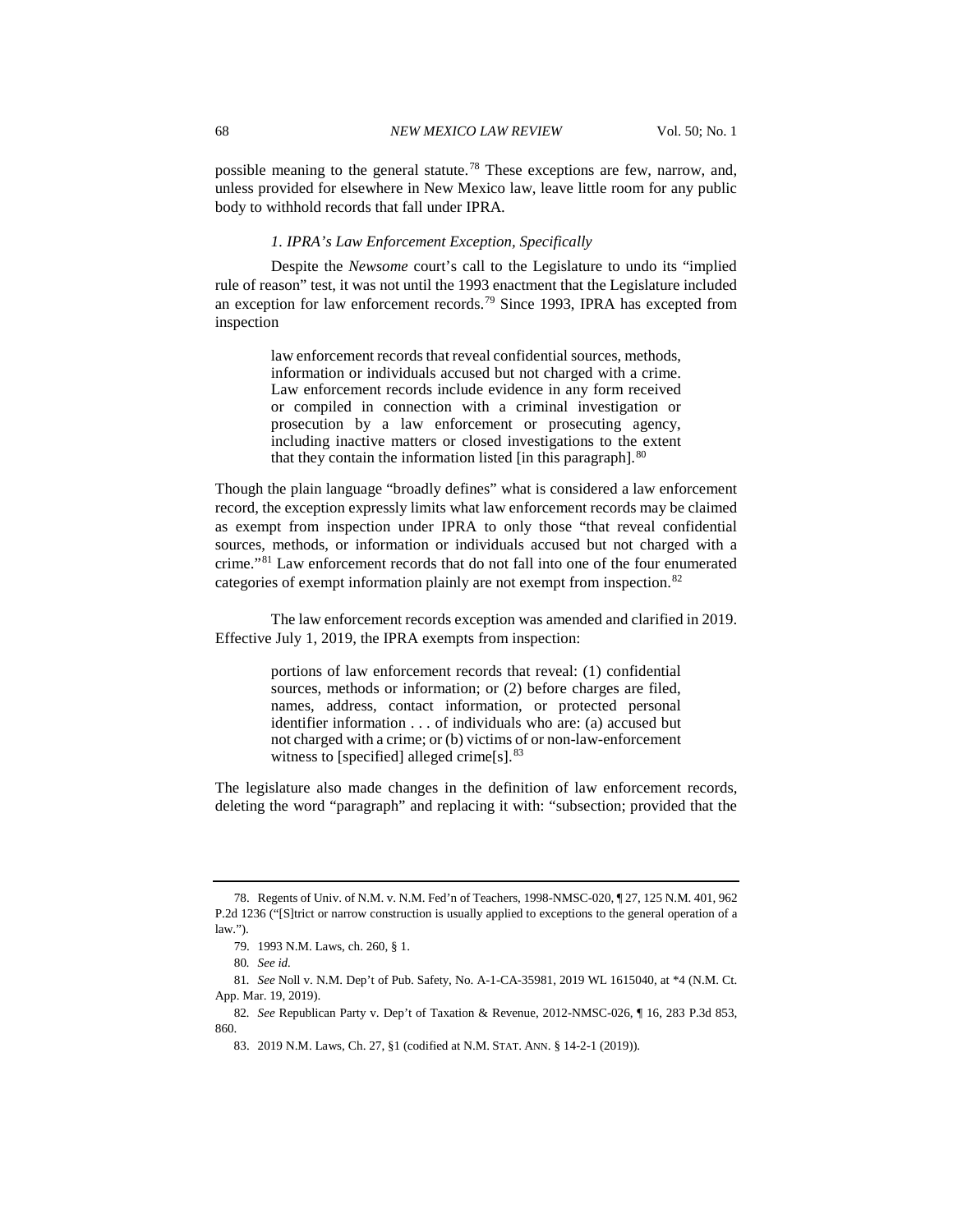possible meaning to the general statute.[78] These exceptions are few, narrow, and, unless provided for elsewhere in New Mexico law, leave little room for any public body to withhold records that fall under IPRA.

#### *1. IPRA's Law Enforcement Exception, Specifically*

Despite the *Newsome* court's call to the Legislature to undo its "implied rule of reason" test, it was not until the 1993 enactment that the Legislature included an exception for law enforcement records.[79] Since 1993, IPRA has excepted from inspection

> law enforcement records that reveal confidential sources, methods, information or individuals accused but not charged with a crime. Law enforcement records include evidence in any form received or compiled in connection with a criminal investigation or prosecution by a law enforcement or prosecuting agency, including inactive matters or closed investigations to the extent that they contain the information listed [in this paragraph].[80]

Though the plain language "broadly defines" what is considered a law enforcement record, the exception expressly limits what law enforcement records may be claimed as exempt from inspection under IPRA to only those "that reveal confidential sources, methods, or information or individuals accused but not charged with a crime."[81] Law enforcement records that do not fall into one of the four enumerated categories of exempt information plainly are not exempt from inspection.[82]

The law enforcement records exception was amended and clarified in 2019. Effective July 1, 2019, the IPRA exempts from inspection:

> portions of law enforcement records that reveal: (1) confidential sources, methods or information; or (2) before charges are filed, names, address, contact information, or protected personal identifier information . . . of individuals who are: (a) accused but not charged with a crime; or (b) victims of or non-law-enforcement witness to [specified] alleged crime[s].[83]

The legislature also made changes in the definition of law enforcement records, deleting the word "paragraph" and replacing it with: "subsection; provided that the

---

78. Regents of Univ. of N.M. v. N.M. Fed'n of Teachers, 1998-NMSC-020, ¶ 27, 125 N.M. 401, 962 P.2d 1236 ("[S]trict or narrow construction is usually applied to exceptions to the general operation of a law.").

79. 1993 N.M. Laws, ch. 260, § 1.

80. *See id.*

81. *See* Noll v. N.M. Dep't of Pub. Safety, No. A-1-CA-35981, 2019 WL 1615040, at *4 (N.M. Ct. App. Mar. 19, 2019).

82. *See* Republican Party v. Dep't of Taxation & Revenue, 2012-NMSC-026, ¶ 16, 283 P.3d 853, 860.

83. 2019 N.M. Laws, Ch. 27, §1 (codified at N.M. STAT. ANN. § 14-2-1 (2019)).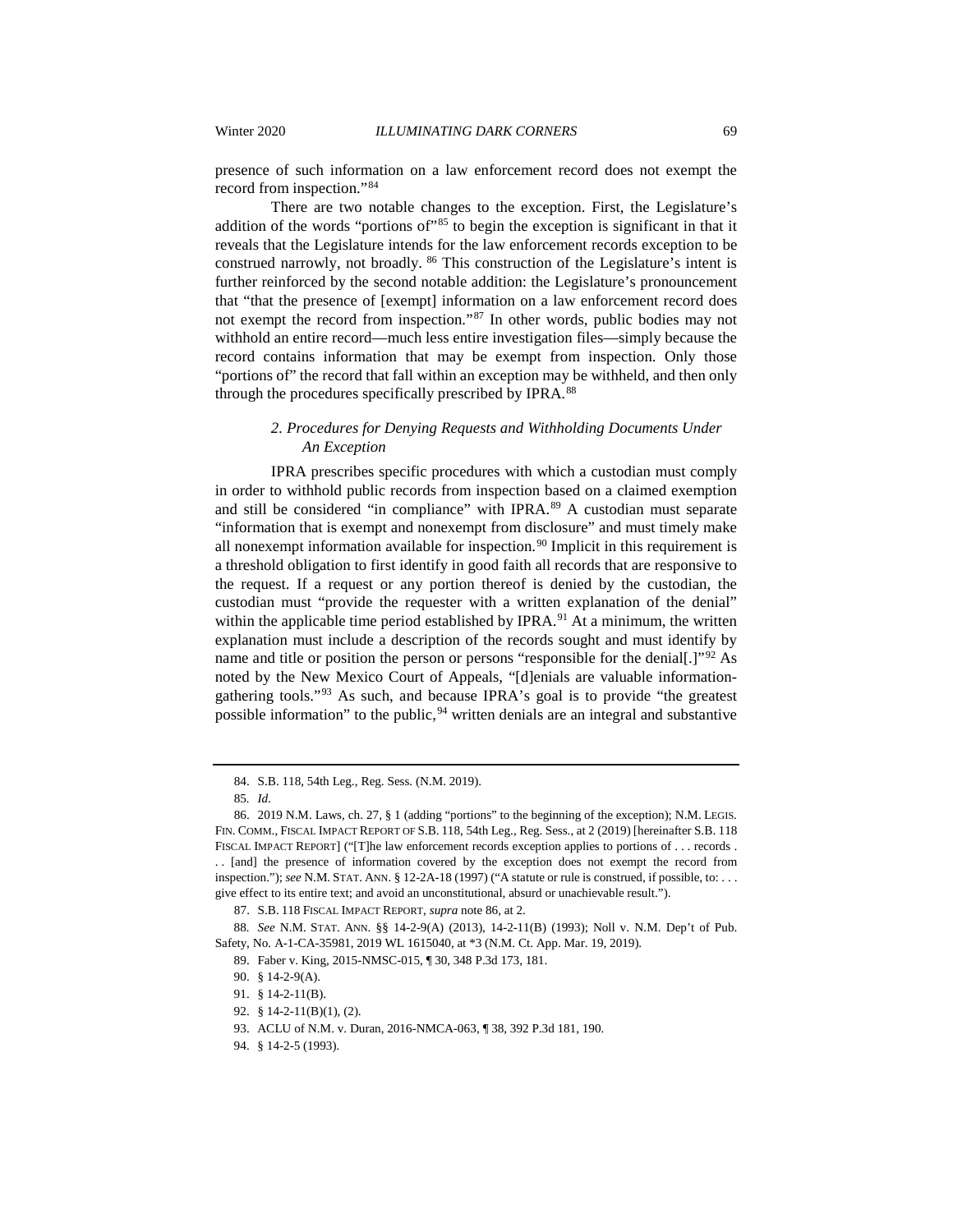presence of such information on a law enforcement record does not exempt the record from inspection."[84]

There are two notable changes to the exception. First, the Legislature's addition of the words "portions of"[85] to begin the exception is significant in that it reveals that the Legislature intends for the law enforcement records exception to be construed narrowly, not broadly. [86] This construction of the Legislature's intent is further reinforced by the second notable addition: the Legislature's pronouncement that "that the presence of [exempt] information on a law enforcement record does not exempt the record from inspection."[87] In other words, public bodies may not withhold an entire record—much less entire investigation files—simply because the record contains information that may be exempt from inspection. Only those "portions of" the record that fall within an exception may be withheld, and then only through the procedures specifically prescribed by IPRA.[88]

### *2. Procedures for Denying Requests and Withholding Documents Under An Exception*

IPRA prescribes specific procedures with which a custodian must comply in order to withhold public records from inspection based on a claimed exemption and still be considered "in compliance" with IPRA.[89] A custodian must separate "information that is exempt and nonexempt from disclosure" and must timely make all nonexempt information available for inspection.[90] Implicit in this requirement is a threshold obligation to first identify in good faith all records that are responsive to the request. If a request or any portion thereof is denied by the custodian, the custodian must "provide the requester with a written explanation of the denial" within the applicable time period established by IPRA.[91] At a minimum, the written explanation must include a description of the records sought and must identify by name and title or position the person or persons "responsible for the denial[.]"[92] As noted by the New Mexico Court of Appeals, "[d]enials are valuable information-gathering tools."[93] As such, and because IPRA's goal is to provide "the greatest possible information" to the public,[94] written denials are an integral and substantive

---

84. S.B. 118, 54th Leg., Reg. Sess. (N.M. 2019).

85. *Id.*

86. 2019 N.M. Laws, ch. 27, § 1 (adding "portions" to the beginning of the exception); N.M. LEGIS. FIN. COMM., FISCAL IMPACT REPORT OF S.B. 118, 54th Leg., Reg. Sess., at 2 (2019) [hereinafter S.B. 118 FISCAL IMPACT REPORT] ("[T]he law enforcement records exception applies to portions of . . . records . . . [and] the presence of information covered by the exception does not exempt the record from inspection."); *see* N.M. STAT. ANN. § 12-2A-18 (1997) ("A statute or rule is construed, if possible, to: . . . give effect to its entire text; and avoid an unconstitutional, absurd or unachievable result.").

87. S.B. 118 FISCAL IMPACT REPORT, *supra* note 86, at 2.

88. *See* N.M. STAT. ANN. §§ 14-2-9(A) (2013), 14-2-11(B) (1993); Noll v. N.M. Dep't of Pub. Safety, No. A-1-CA-35981, 2019 WL 1615040, at *3 (N.M. Ct. App. Mar. 19, 2019).

89. Faber v. King, 2015-NMSC-015, ¶ 30, 348 P.3d 173, 181.

90. § 14-2-9(A).

91. § 14-2-11(B).

92. § 14-2-11(B)(1), (2).

93. ACLU of N.M. v. Duran, 2016-NMCA-063, ¶ 38, 392 P.3d 181, 190.

94. § 14-2-5 (1993).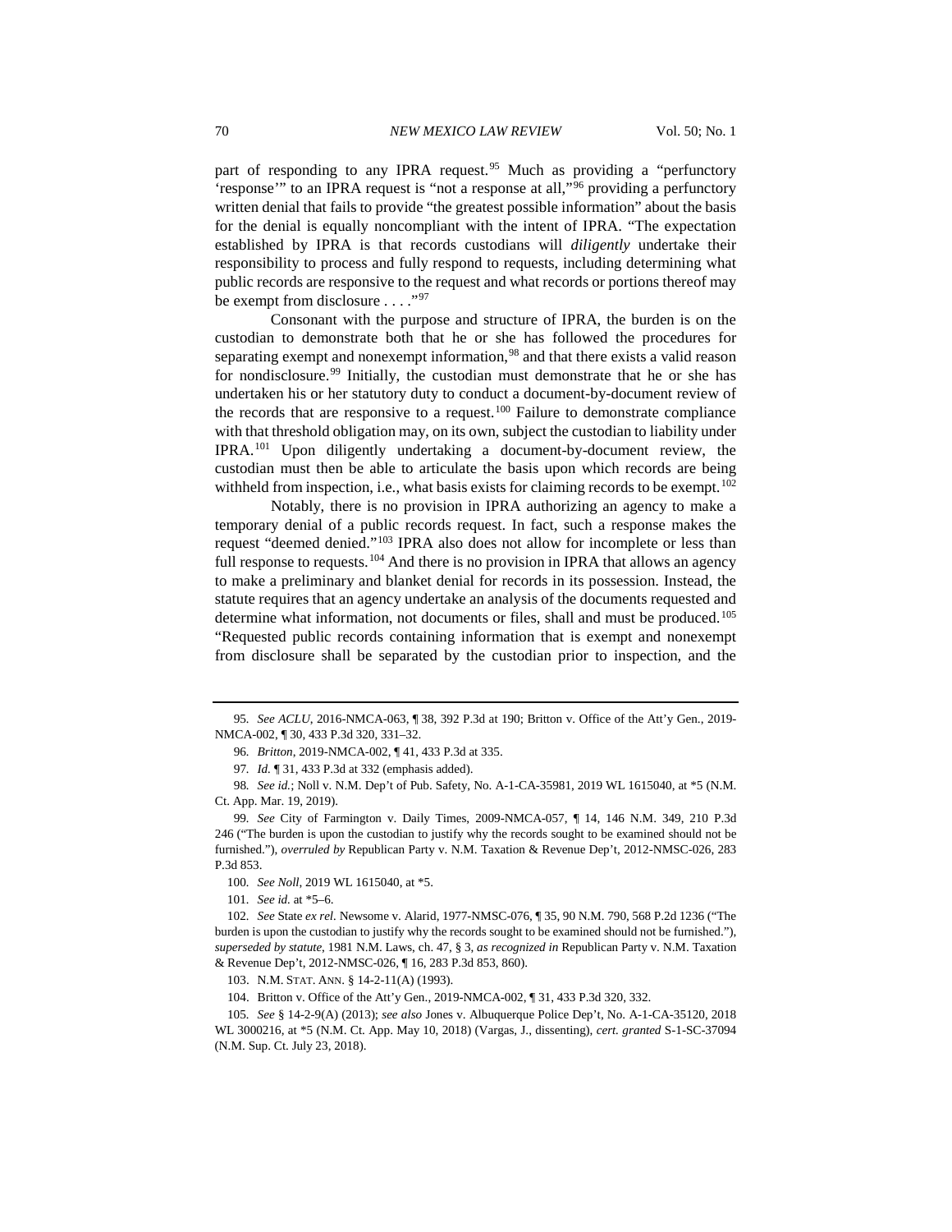part of responding to any IPRA request.[95] Much as providing a "perfunctory 'response'" to an IPRA request is "not a response at all,"[96] providing a perfunctory written denial that fails to provide "the greatest possible information" about the basis for the denial is equally noncompliant with the intent of IPRA. "The expectation established by IPRA is that records custodians will *diligently* undertake their responsibility to process and fully respond to requests, including determining what public records are responsive to the request and what records or portions thereof may be exempt from disclosure . . . ."[97]

Consonant with the purpose and structure of IPRA, the burden is on the custodian to demonstrate both that he or she has followed the procedures for separating exempt and nonexempt information,[98] and that there exists a valid reason for nondisclosure.[99] Initially, the custodian must demonstrate that he or she has undertaken his or her statutory duty to conduct a document-by-document review of the records that are responsive to a request.[100] Failure to demonstrate compliance with that threshold obligation may, on its own, subject the custodian to liability under IPRA.[101] Upon diligently undertaking a document-by-document review, the custodian must then be able to articulate the basis upon which records are being withheld from inspection, i.e., what basis exists for claiming records to be exempt.[102]

Notably, there is no provision in IPRA authorizing an agency to make a temporary denial of a public records request. In fact, such a response makes the request "deemed denied."[103] IPRA also does not allow for incomplete or less than full response to requests.[104] And there is no provision in IPRA that allows an agency to make a preliminary and blanket denial for records in its possession. Instead, the statute requires that an agency undertake an analysis of the documents requested and determine what information, not documents or files, shall and must be produced.[105] "Requested public records containing information that is exempt and nonexempt from disclosure shall be separated by the custodian prior to inspection, and the

---

95. *See ACLU*, 2016-NMCA-063, ¶ 38, 392 P.3d at 190; Britton v. Office of the Att'y Gen., 2019-NMCA-002, ¶ 30, 433 P.3d 320, 331–32.

96. *Britton*, 2019-NMCA-002, ¶ 41, 433 P.3d at 335.

97. *Id.* ¶ 31, 433 P.3d at 332 (emphasis added).

98. *See id.*; Noll v. N.M. Dep't of Pub. Safety, No. A-1-CA-35981, 2019 WL 1615040, at *5 (N.M. Ct. App. Mar. 19, 2019).

99. *See* City of Farmington v. Daily Times, 2009-NMCA-057, ¶ 14, 146 N.M. 349, 210 P.3d 246 ("The burden is upon the custodian to justify why the records sought to be examined should not be furnished."), *overruled by* Republican Party v. N.M. Taxation & Revenue Dep't, 2012-NMSC-026, 283 P.3d 853.

100. *See Noll*, 2019 WL 1615040, at *5.

101. *See id.* at *5–6.

102. *See* State *ex rel.* Newsome v. Alarid, 1977-NMSC-076, ¶ 35, 90 N.M. 790, 568 P.2d 1236 ("The burden is upon the custodian to justify why the records sought to be examined should not be furnished."), *superseded by statute*, 1981 N.M. Laws, ch. 47, § 3, *as recognized in* Republican Party v. N.M. Taxation & Revenue Dep't, 2012-NMSC-026, ¶ 16, 283 P.3d 853, 860).

103. N.M. STAT. ANN. § 14-2-11(A) (1993).

104. Britton v. Office of the Att'y Gen., 2019-NMCA-002, ¶ 31, 433 P.3d 320, 332.

105. *See* § 14-2-9(A) (2013); *see also* Jones v. Albuquerque Police Dep't, No. A-1-CA-35120, 2018 WL 3000216, at *5 (N.M. Ct. App. May 10, 2018) (Vargas, J., dissenting), *cert. granted* S-1-SC-37094 (N.M. Sup. Ct. July 23, 2018).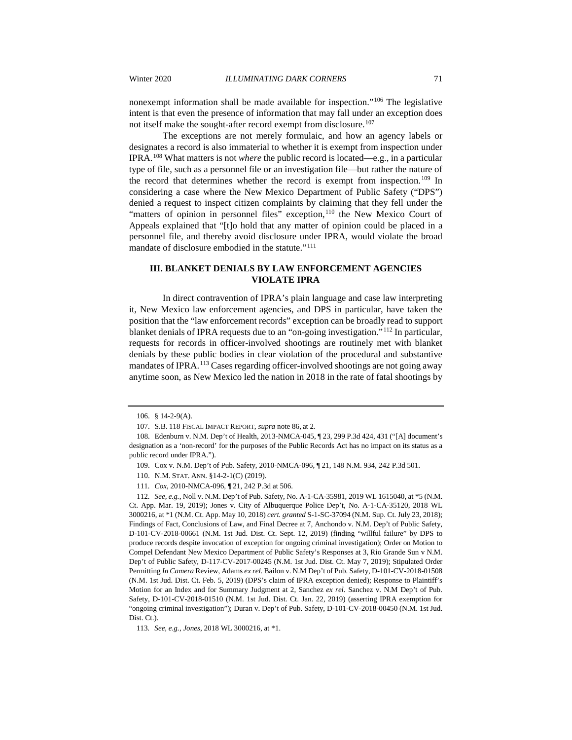nonexempt information shall be made available for inspection."[106] The legislative intent is that even the presence of information that may fall under an exception does not itself make the sought-after record exempt from disclosure.[107]

The exceptions are not merely formulaic, and how an agency labels or designates a record is also immaterial to whether it is exempt from inspection under IPRA.[108] What matters is not *where* the public record is located—e.g., in a particular type of file, such as a personnel file or an investigation file—but rather the nature of the record that determines whether the record is exempt from inspection.[109] In considering a case where the New Mexico Department of Public Safety ("DPS") denied a request to inspect citizen complaints by claiming that they fell under the "matters of opinion in personnel files" exception,[110] the New Mexico Court of Appeals explained that "[t]o hold that any matter of opinion could be placed in a personnel file, and thereby avoid disclosure under IPRA, would violate the broad mandate of disclosure embodied in the statute."[111]

## III. BLANKET DENIALS BY LAW ENFORCEMENT AGENCIES VIOLATE IPRA

In direct contravention of IPRA's plain language and case law interpreting it, New Mexico law enforcement agencies, and DPS in particular, have taken the position that the "law enforcement records" exception can be broadly read to support blanket denials of IPRA requests due to an "on-going investigation."[112] In particular, requests for records in officer-involved shootings are routinely met with blanket denials by these public bodies in clear violation of the procedural and substantive mandates of IPRA.[113] Cases regarding officer-involved shootings are not going away anytime soon, as New Mexico led the nation in 2018 in the rate of fatal shootings by

---

106. § 14-2-9(A).

107. S.B. 118 FISCAL IMPACT REPORT, *supra* note 86, at 2.

108. Edenburn v. N.M. Dep't of Health, 2013-NMCA-045, ¶ 23, 299 P.3d 424, 431 ("[A] document's designation as a 'non-record' for the purposes of the Public Records Act has no impact on its status as a public record under IPRA.").

109. Cox v. N.M. Dep't of Pub. Safety, 2010-NMCA-096, ¶ 21, 148 N.M. 934, 242 P.3d 501.

110. N.M. STAT. ANN. §14-2-1(C) (2019).

111. *Cox*, 2010-NMCA-096, ¶ 21, 242 P.3d at 506.

112. *See, e.g.*, Noll v. N.M. Dep't of Pub. Safety, No. A-1-CA-35981, 2019 WL 1615040, at *5 (N.M. Ct. App. Mar. 19, 2019); Jones v. City of Albuquerque Police Dep't, No. A-1-CA-35120, 2018 WL 3000216, at *1 (N.M. Ct. App. May 10, 2018) *cert. granted* S-1-SC-37094 (N.M. Sup. Ct. July 23, 2018); Findings of Fact, Conclusions of Law, and Final Decree at 7, Anchondo v. N.M. Dep't of Public Safety, D-101-CV-2018-00661 (N.M. 1st Jud. Dist. Ct. Sept. 12, 2019) (finding "willful failure" by DPS to produce records despite invocation of exception for ongoing criminal investigation); Order on Motion to Compel Defendant New Mexico Department of Public Safety's Responses at 3, Rio Grande Sun v N.M. Dep't of Public Safety, D-117-CV-2017-00245 (N.M. 1st Jud. Dist. Ct. May 7, 2019); Stipulated Order Permitting *In Camera* Review, Adams *ex rel.* Bailon v. N.M Dep't of Pub. Safety, D-101-CV-2018-01508 (N.M. 1st Jud. Dist. Ct. Feb. 5, 2019) (DPS's claim of IPRA exception denied); Response to Plaintiff's Motion for an Index and for Summary Judgment at 2, Sanchez *ex rel.* Sanchez v. N.M Dep't of Pub. Safety, D-101-CV-2018-01510 (N.M. 1st Jud. Dist. Ct. Jan. 22, 2019) (asserting IPRA exemption for "ongoing criminal investigation"); Duran v. Dep't of Pub. Safety, D-101-CV-2018-00450 (N.M. 1st Jud. Dist. Ct.).

113. *See, e.g.*, *Jones*, 2018 WL 3000216, at *1.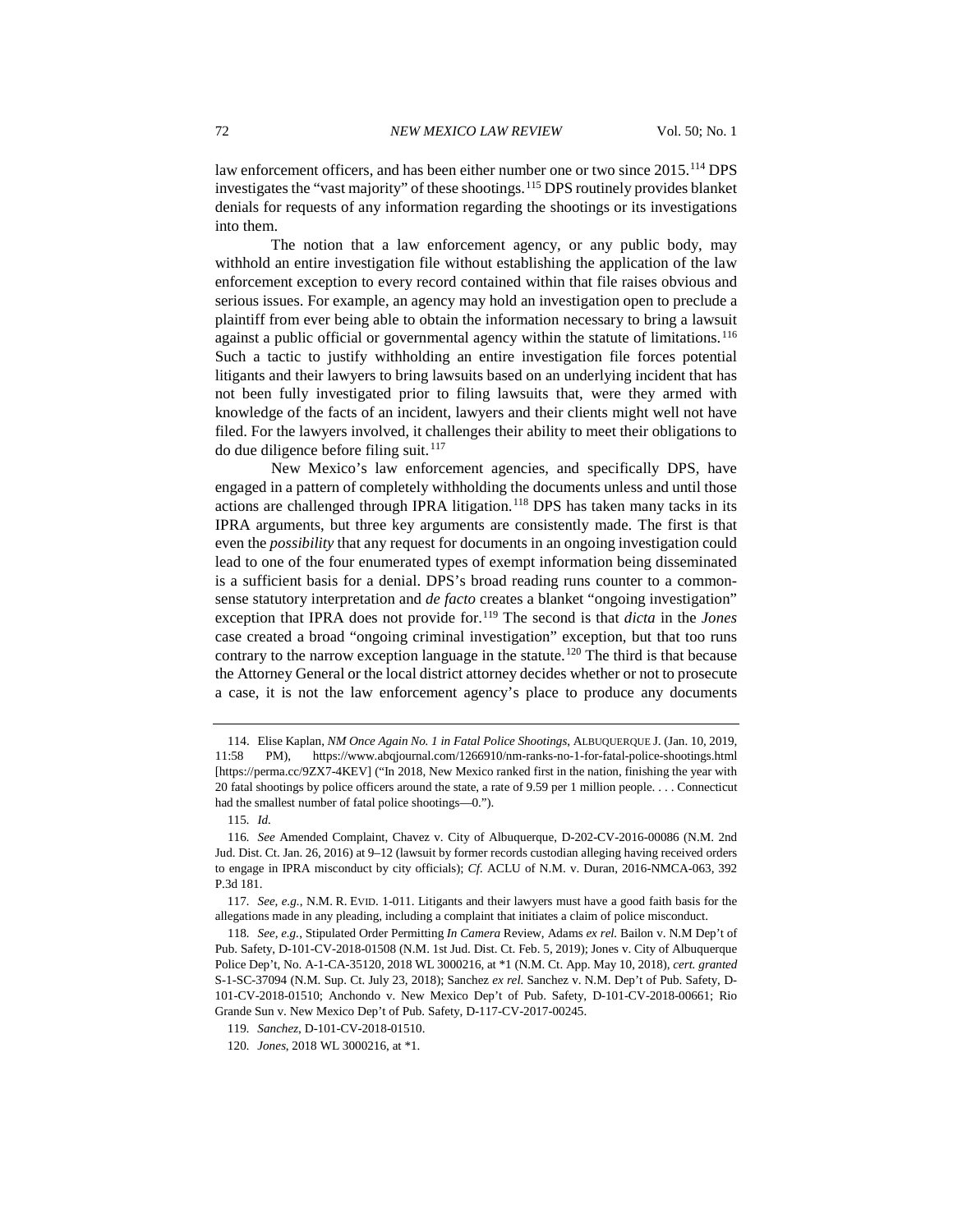law enforcement officers, and has been either number one or two since 2015.[114] DPS investigates the "vast majority" of these shootings.[115] DPS routinely provides blanket denials for requests of any information regarding the shootings or its investigations into them.

The notion that a law enforcement agency, or any public body, may withhold an entire investigation file without establishing the application of the law enforcement exception to every record contained within that file raises obvious and serious issues. For example, an agency may hold an investigation open to preclude a plaintiff from ever being able to obtain the information necessary to bring a lawsuit against a public official or governmental agency within the statute of limitations.[116] Such a tactic to justify withholding an entire investigation file forces potential litigants and their lawyers to bring lawsuits based on an underlying incident that has not been fully investigated prior to filing lawsuits that, were they armed with knowledge of the facts of an incident, lawyers and their clients might well not have filed. For the lawyers involved, it challenges their ability to meet their obligations to do due diligence before filing suit.[117]

New Mexico's law enforcement agencies, and specifically DPS, have engaged in a pattern of completely withholding the documents unless and until those actions are challenged through IPRA litigation.[118] DPS has taken many tacks in its IPRA arguments, but three key arguments are consistently made. The first is that even the *possibility* that any request for documents in an ongoing investigation could lead to one of the four enumerated types of exempt information being disseminated is a sufficient basis for a denial. DPS's broad reading runs counter to a common-sense statutory interpretation and *de facto* creates a blanket "ongoing investigation" exception that IPRA does not provide for.[119] The second is that *dicta* in the *Jones* case created a broad "ongoing criminal investigation" exception, but that too runs contrary to the narrow exception language in the statute.[120] The third is that because the Attorney General or the local district attorney decides whether or not to prosecute a case, it is not the law enforcement agency's place to produce any documents

---

114. Elise Kaplan, *NM Once Again No. 1 in Fatal Police Shootings*, ALBUQUERQUE J. (Jan. 10, 2019, 11:58 PM), https://www.abqjournal.com/1266910/nm-ranks-no-1-for-fatal-police-shootings.html [https://perma.cc/9ZX7-4KEV] ("In 2018, New Mexico ranked first in the nation, finishing the year with 20 fatal shootings by police officers around the state, a rate of 9.59 per 1 million people. . . . Connecticut had the smallest number of fatal police shootings—0.").

115. *Id.*

116. *See* Amended Complaint, Chavez v. City of Albuquerque, D-202-CV-2016-00086 (N.M. 2nd Jud. Dist. Ct. Jan. 26, 2016) at 9–12 (lawsuit by former records custodian alleging having received orders to engage in IPRA misconduct by city officials); *Cf.* ACLU of N.M. v. Duran, 2016-NMCA-063, 392 P.3d 181.

117. *See, e.g.*, N.M. R. EVID. 1-011. Litigants and their lawyers must have a good faith basis for the allegations made in any pleading, including a complaint that initiates a claim of police misconduct.

118. *See, e.g.*, Stipulated Order Permitting *In Camera* Review, Adams *ex rel.* Bailon v. N.M Dep't of Pub. Safety, D-101-CV-2018-01508 (N.M. 1st Jud. Dist. Ct. Feb. 5, 2019); Jones v. City of Albuquerque Police Dep't, No. A-1-CA-35120, 2018 WL 3000216, at *1 (N.M. Ct. App. May 10, 2018), *cert. granted* S-1-SC-37094 (N.M. Sup. Ct. July 23, 2018); Sanchez *ex rel.* Sanchez v. N.M. Dep't of Pub. Safety, D-101-CV-2018-01510; Anchondo v. New Mexico Dep't of Pub. Safety, D-101-CV-2018-00661; Rio Grande Sun v. New Mexico Dep't of Pub. Safety, D-117-CV-2017-00245.

119. *Sanchez*, D-101-CV-2018-01510.

120. *Jones*, 2018 WL 3000216, at *1.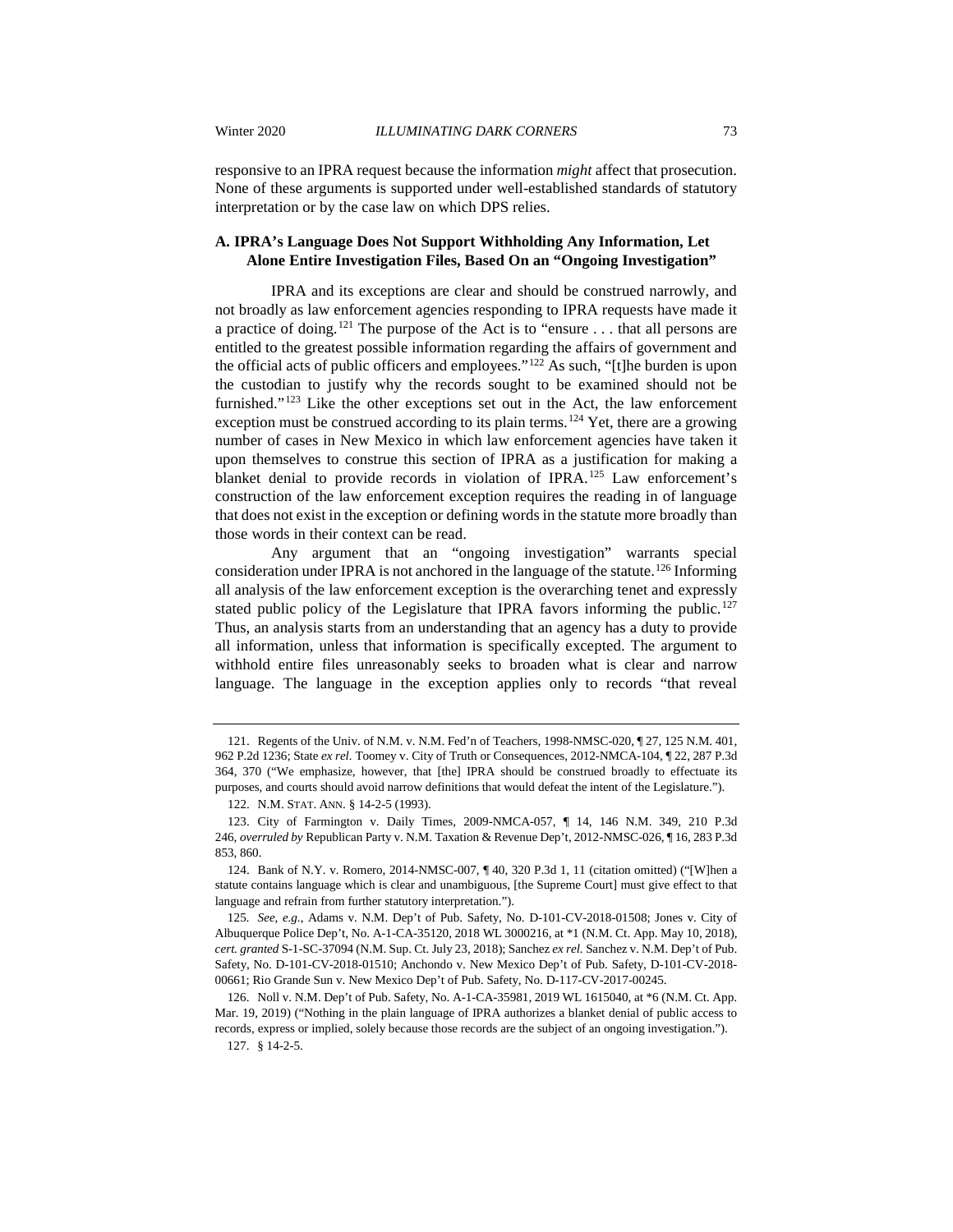responsive to an IPRA request because the information *might* affect that prosecution. None of these arguments is supported under well-established standards of statutory interpretation or by the case law on which DPS relies.

### A. IPRA's Language Does Not Support Withholding Any Information, Let Alone Entire Investigation Files, Based On an "Ongoing Investigation"

IPRA and its exceptions are clear and should be construed narrowly, and not broadly as law enforcement agencies responding to IPRA requests have made it a practice of doing.[121] The purpose of the Act is to "ensure . . . that all persons are entitled to the greatest possible information regarding the affairs of government and the official acts of public officers and employees."[122] As such, "[t]he burden is upon the custodian to justify why the records sought to be examined should not be furnished."[123] Like the other exceptions set out in the Act, the law enforcement exception must be construed according to its plain terms.[124] Yet, there are a growing number of cases in New Mexico in which law enforcement agencies have taken it upon themselves to construe this section of IPRA as a justification for making a blanket denial to provide records in violation of IPRA.[125] Law enforcement's construction of the law enforcement exception requires the reading in of language that does not exist in the exception or defining words in the statute more broadly than those words in their context can be read.

Any argument that an "ongoing investigation" warrants special consideration under IPRA is not anchored in the language of the statute.[126] Informing all analysis of the law enforcement exception is the overarching tenet and expressly stated public policy of the Legislature that IPRA favors informing the public.[127] Thus, an analysis starts from an understanding that an agency has a duty to provide all information, unless that information is specifically excepted. The argument to withhold entire files unreasonably seeks to broaden what is clear and narrow language. The language in the exception applies only to records "that reveal

---

121. Regents of the Univ. of N.M. v. N.M. Fed'n of Teachers, 1998-NMSC-020, ¶ 27, 125 N.M. 401, 962 P.2d 1236; State *ex rel.* Toomey v. City of Truth or Consequences, 2012-NMCA-104, ¶ 22, 287 P.3d 364, 370 ("We emphasize, however, that [the] IPRA should be construed broadly to effectuate its purposes, and courts should avoid narrow definitions that would defeat the intent of the Legislature.").

122. N.M. STAT. ANN. § 14-2-5 (1993).

123. City of Farmington v. Daily Times, 2009-NMCA-057, ¶ 14, 146 N.M. 349, 210 P.3d 246, *overruled by* Republican Party v. N.M. Taxation & Revenue Dep't, 2012-NMSC-026, ¶ 16, 283 P.3d 853, 860.

124. Bank of N.Y. v. Romero, 2014-NMSC-007, ¶ 40, 320 P.3d 1, 11 (citation omitted) ("[W]hen a statute contains language which is clear and unambiguous, [the Supreme Court] must give effect to that language and refrain from further statutory interpretation.").

125. *See, e.g.*, Adams v. N.M. Dep't of Pub. Safety, No. D-101-CV-2018-01508; Jones v. City of Albuquerque Police Dep't, No. A-1-CA-35120, 2018 WL 3000216, at *1 (N.M. Ct. App. May 10, 2018), *cert. granted* S-1-SC-37094 (N.M. Sup. Ct. July 23, 2018); Sanchez *ex rel.* Sanchez v. N.M. Dep't of Pub. Safety, No. D-101-CV-2018-01510; Anchondo v. New Mexico Dep't of Pub. Safety, D-101-CV-2018-00661; Rio Grande Sun v. New Mexico Dep't of Pub. Safety, No. D-117-CV-2017-00245.

126. Noll v. N.M. Dep't of Pub. Safety, No. A-1-CA-35981, 2019 WL 1615040, at *6 (N.M. Ct. App. Mar. 19, 2019) ("Nothing in the plain language of IPRA authorizes a blanket denial of public access to records, express or implied, solely because those records are the subject of an ongoing investigation.").

127. § 14-2-5.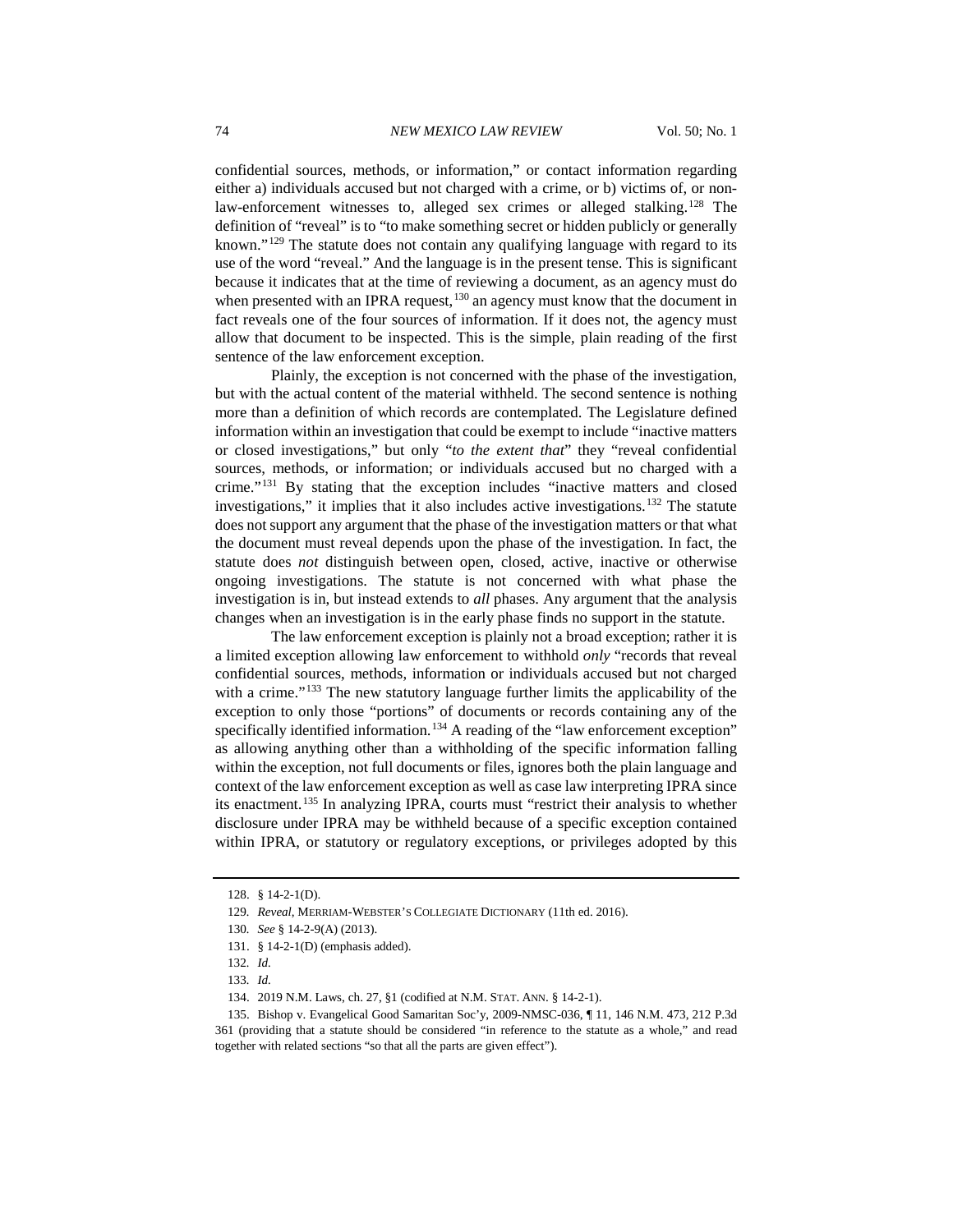confidential sources, methods, or information," or contact information regarding either a) individuals accused but not charged with a crime, or b) victims of, or non-law-enforcement witnesses to, alleged sex crimes or alleged stalking.[128] The definition of "reveal" is to "to make something secret or hidden publicly or generally known."[129] The statute does not contain any qualifying language with regard to its use of the word "reveal." And the language is in the present tense. This is significant because it indicates that at the time of reviewing a document, as an agency must do when presented with an IPRA request,[130] an agency must know that the document in fact reveals one of the four sources of information. If it does not, the agency must allow that document to be inspected. This is the simple, plain reading of the first sentence of the law enforcement exception.

Plainly, the exception is not concerned with the phase of the investigation, but with the actual content of the material withheld. The second sentence is nothing more than a definition of which records are contemplated. The Legislature defined information within an investigation that could be exempt to include "inactive matters or closed investigations," but only "*to the extent that*" they "reveal confidential sources, methods, or information; or individuals accused but no charged with a crime."[131] By stating that the exception includes "inactive matters and closed investigations," it implies that it also includes active investigations.[132] The statute does not support any argument that the phase of the investigation matters or that what the document must reveal depends upon the phase of the investigation. In fact, the statute does *not* distinguish between open, closed, active, inactive or otherwise ongoing investigations. The statute is not concerned with what phase the investigation is in, but instead extends to *all* phases. Any argument that the analysis changes when an investigation is in the early phase finds no support in the statute.

The law enforcement exception is plainly not a broad exception; rather it is a limited exception allowing law enforcement to withhold *only* "records that reveal confidential sources, methods, information or individuals accused but not charged with a crime."[133] The new statutory language further limits the applicability of the exception to only those "portions" of documents or records containing any of the specifically identified information.[134] A reading of the "law enforcement exception" as allowing anything other than a withholding of the specific information falling within the exception, not full documents or files, ignores both the plain language and context of the law enforcement exception as well as case law interpreting IPRA since its enactment.[135] In analyzing IPRA, courts must "restrict their analysis to whether disclosure under IPRA may be withheld because of a specific exception contained within IPRA, or statutory or regulatory exceptions, or privileges adopted by this

---

128. § 14-2-1(D).

129. *Reveal*, MERRIAM-WEBSTER'S COLLEGIATE DICTIONARY (11th ed. 2016).

130. *See* § 14-2-9(A) (2013).

131. § 14-2-1(D) (emphasis added).

132. *Id.*

133. *Id.*

134. 2019 N.M. Laws, ch. 27, §1 (codified at N.M. STAT. ANN. § 14-2-1).

135. Bishop v. Evangelical Good Samaritan Soc'y, 2009-NMSC-036, ¶ 11, 146 N.M. 473, 212 P.3d 361 (providing that a statute should be considered "in reference to the statute as a whole," and read together with related sections "so that all the parts are given effect").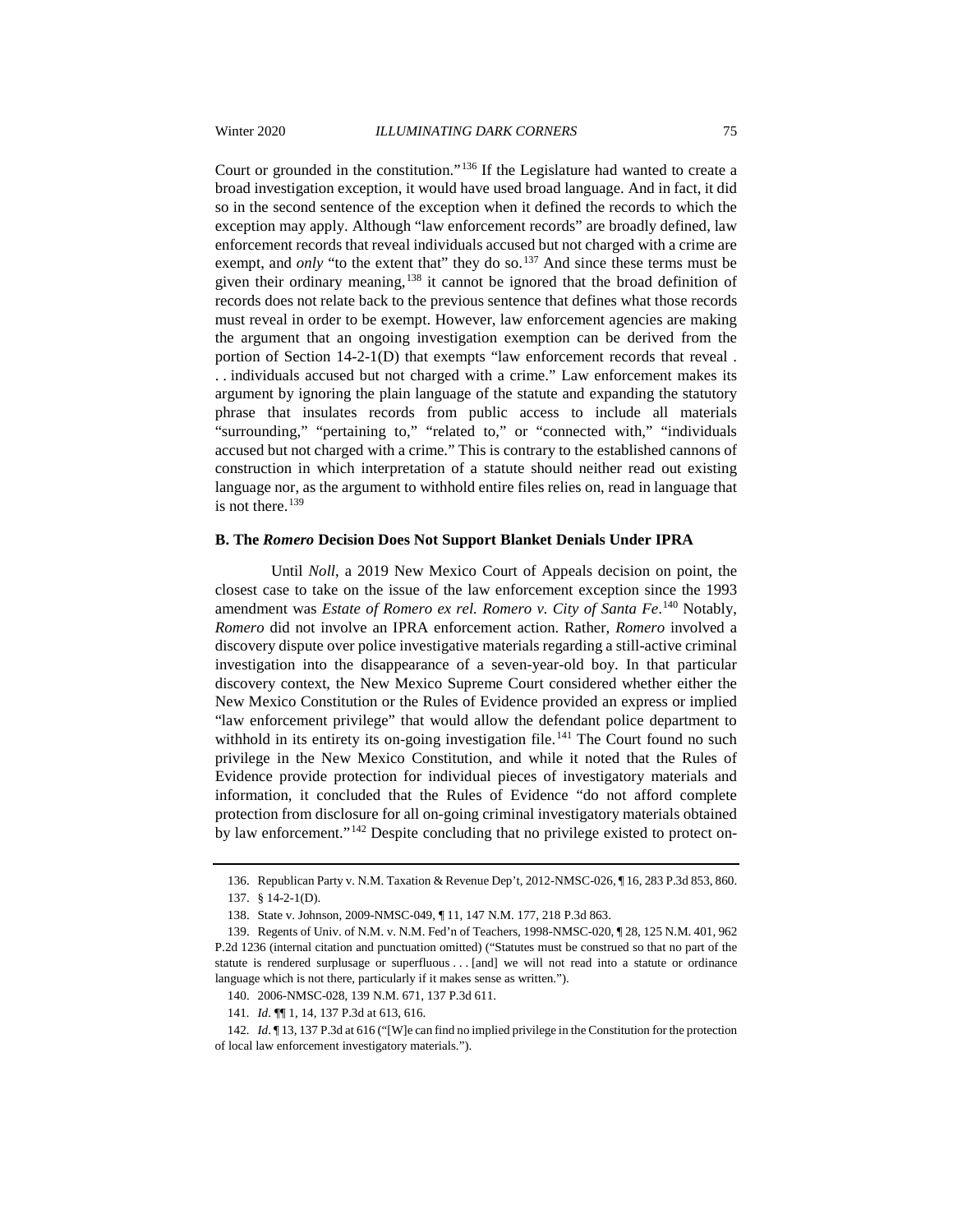Court or grounded in the constitution."[136] If the Legislature had wanted to create a broad investigation exception, it would have used broad language. And in fact, it did so in the second sentence of the exception when it defined the records to which the exception may apply. Although "law enforcement records" are broadly defined, law enforcement records that reveal individuals accused but not charged with a crime are exempt, and *only* "to the extent that" they do so.[137] And since these terms must be given their ordinary meaning,[138] it cannot be ignored that the broad definition of records does not relate back to the previous sentence that defines what those records must reveal in order to be exempt. However, law enforcement agencies are making the argument that an ongoing investigation exemption can be derived from the portion of Section 14-2-1(D) that exempts "law enforcement records that reveal . . . individuals accused but not charged with a crime." Law enforcement makes its argument by ignoring the plain language of the statute and expanding the statutory phrase that insulates records from public access to include all materials "surrounding," "pertaining to," "related to," or "connected with," "individuals accused but not charged with a crime." This is contrary to the established cannons of construction in which interpretation of a statute should neither read out existing language nor, as the argument to withhold entire files relies on, read in language that is not there.[139]

### B. The *Romero* Decision Does Not Support Blanket Denials Under IPRA

Until *Noll*, a 2019 New Mexico Court of Appeals decision on point, the closest case to take on the issue of the law enforcement exception since the 1993 amendment was *Estate of Romero ex rel. Romero v. City of Santa Fe*.[140] Notably, *Romero* did not involve an IPRA enforcement action. Rather, *Romero* involved a discovery dispute over police investigative materials regarding a still-active criminal investigation into the disappearance of a seven-year-old boy. In that particular discovery context, the New Mexico Supreme Court considered whether either the New Mexico Constitution or the Rules of Evidence provided an express or implied "law enforcement privilege" that would allow the defendant police department to withhold in its entirety its on-going investigation file.[141] The Court found no such privilege in the New Mexico Constitution, and while it noted that the Rules of Evidence provide protection for individual pieces of investigatory materials and information, it concluded that the Rules of Evidence "do not afford complete protection from disclosure for all on-going criminal investigatory materials obtained by law enforcement."[142] Despite concluding that no privilege existed to protect on-

---

136. Republican Party v. N.M. Taxation & Revenue Dep't, 2012-NMSC-026, ¶ 16, 283 P.3d 853, 860.

137. § 14-2-1(D).

138. State v. Johnson, 2009-NMSC-049, ¶ 11, 147 N.M. 177, 218 P.3d 863.

139. Regents of Univ. of N.M. v. N.M. Fed'n of Teachers, 1998-NMSC-020, ¶ 28, 125 N.M. 401, 962 P.2d 1236 (internal citation and punctuation omitted) ("Statutes must be construed so that no part of the statute is rendered surplusage or superfluous . . . [and] we will not read into a statute or ordinance language which is not there, particularly if it makes sense as written.").

140. 2006-NMSC-028, 139 N.M. 671, 137 P.3d 611.

141. *Id.* ¶¶ 1, 14, 137 P.3d at 613, 616.

142. *Id.* ¶ 13, 137 P.3d at 616 ("[W]e can find no implied privilege in the Constitution for the protection of local law enforcement investigatory materials.").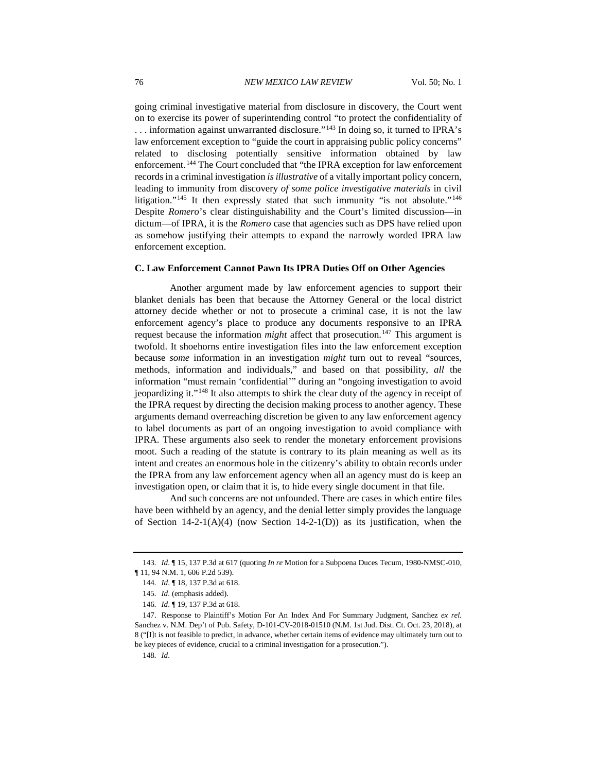going criminal investigative material from disclosure in discovery, the Court went on to exercise its power of superintending control "to protect the confidentiality of . . . information against unwarranted disclosure."[143] In doing so, it turned to IPRA's law enforcement exception to "guide the court in appraising public policy concerns" related to disclosing potentially sensitive information obtained by law enforcement.[144] The Court concluded that "the IPRA exception for law enforcement records in a criminal investigation *is illustrative* of a vitally important policy concern, leading to immunity from discovery *of some police investigative materials* in civil litigation."[145] It then expressly stated that such immunity "is not absolute."[146] Despite *Romero*'s clear distinguishability and the Court's limited discussion—in dictum—of IPRA, it is the *Romero* case that agencies such as DPS have relied upon as somehow justifying their attempts to expand the narrowly worded IPRA law enforcement exception.

### C. Law Enforcement Cannot Pawn Its IPRA Duties Off on Other Agencies

Another argument made by law enforcement agencies to support their blanket denials has been that because the Attorney General or the local district attorney decide whether or not to prosecute a criminal case, it is not the law enforcement agency's place to produce any documents responsive to an IPRA request because the information *might* affect that prosecution.[147] This argument is twofold. It shoehorns entire investigation files into the law enforcement exception because *some* information in an investigation *might* turn out to reveal "sources, methods, information and individuals," and based on that possibility, *all* the information "must remain 'confidential'" during an "ongoing investigation to avoid jeopardizing it."[148] It also attempts to shirk the clear duty of the agency in receipt of the IPRA request by directing the decision making process to another agency. These arguments demand overreaching discretion be given to any law enforcement agency to label documents as part of an ongoing investigation to avoid compliance with IPRA. These arguments also seek to render the monetary enforcement provisions moot. Such a reading of the statute is contrary to its plain meaning as well as its intent and creates an enormous hole in the citizenry's ability to obtain records under the IPRA from any law enforcement agency when all an agency must do is keep an investigation open, or claim that it is, to hide every single document in that file.

And such concerns are not unfounded. There are cases in which entire files have been withheld by an agency, and the denial letter simply provides the language of Section 14-2-1(A)(4) (now Section 14-2-1(D)) as its justification, when the

---

143. *Id.* ¶ 15, 137 P.3d at 617 (quoting *In re* Motion for a Subpoena Duces Tecum, 1980-NMSC-010, ¶ 11, 94 N.M. 1, 606 P.2d 539).

144. *Id.* ¶ 18, 137 P.3d at 618.

145. *Id.* (emphasis added).

146. *Id.* ¶ 19, 137 P.3d at 618.

147. Response to Plaintiff's Motion For An Index And For Summary Judgment, Sanchez *ex rel.* Sanchez v. N.M. Dep't of Pub. Safety, D-101-CV-2018-01510 (N.M. 1st Jud. Dist. Ct. Oct. 23, 2018), at 8 ("[I]t is not feasible to predict, in advance, whether certain items of evidence may ultimately turn out to be key pieces of evidence, crucial to a criminal investigation for a prosecution.").

148. *Id.*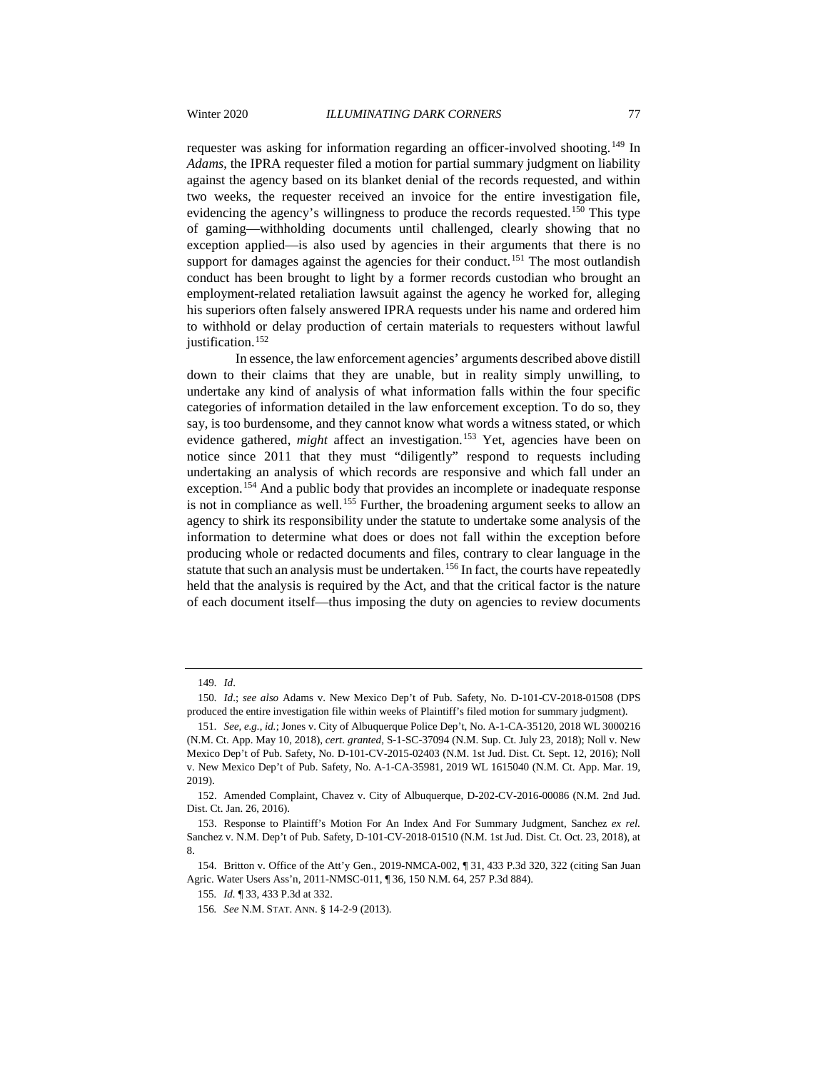requester was asking for information regarding an officer-involved shooting.[149] In *Adams*, the IPRA requester filed a motion for partial summary judgment on liability against the agency based on its blanket denial of the records requested, and within two weeks, the requester received an invoice for the entire investigation file, evidencing the agency's willingness to produce the records requested.[150] This type of gaming—withholding documents until challenged, clearly showing that no exception applied—is also used by agencies in their arguments that there is no support for damages against the agencies for their conduct.[151] The most outlandish conduct has been brought to light by a former records custodian who brought an employment-related retaliation lawsuit against the agency he worked for, alleging his superiors often falsely answered IPRA requests under his name and ordered him to withhold or delay production of certain materials to requesters without lawful justification.[152]

In essence, the law enforcement agencies' arguments described above distill down to their claims that they are unable, but in reality simply unwilling, to undertake any kind of analysis of what information falls within the four specific categories of information detailed in the law enforcement exception. To do so, they say, is too burdensome, and they cannot know what words a witness stated, or which evidence gathered, *might* affect an investigation.[153] Yet, agencies have been on notice since 2011 that they must "diligently" respond to requests including undertaking an analysis of which records are responsive and which fall under an exception.[154] And a public body that provides an incomplete or inadequate response is not in compliance as well.[155] Further, the broadening argument seeks to allow an agency to shirk its responsibility under the statute to undertake some analysis of the information to determine what does or does not fall within the exception before producing whole or redacted documents and files, contrary to clear language in the statute that such an analysis must be undertaken.[156] In fact, the courts have repeatedly held that the analysis is required by the Act, and that the critical factor is the nature of each document itself—thus imposing the duty on agencies to review documents

---

149. *Id*.

150. *Id*.; *see also* Adams v. New Mexico Dep't of Pub. Safety, No. D-101-CV-2018-01508 (DPS produced the entire investigation file within weeks of Plaintiff's filed motion for summary judgment).

151. *See, e.g.*, *id.*; Jones v. City of Albuquerque Police Dep't, No. A-1-CA-35120, 2018 WL 3000216 (N.M. Ct. App. May 10, 2018), *cert. granted*, S-1-SC-37094 (N.M. Sup. Ct. July 23, 2018); Noll v. New Mexico Dep't of Pub. Safety, No. D-101-CV-2015-02403 (N.M. 1st Jud. Dist. Ct. Sept. 12, 2016); Noll v. New Mexico Dep't of Pub. Safety, No. A-1-CA-35981, 2019 WL 1615040 (N.M. Ct. App. Mar. 19, 2019).

152. Amended Complaint, Chavez v. City of Albuquerque, D-202-CV-2016-00086 (N.M. 2nd Jud. Dist. Ct. Jan. 26, 2016).

153. Response to Plaintiff's Motion For An Index And For Summary Judgment, Sanchez *ex rel.* Sanchez v. N.M. Dep't of Pub. Safety, D-101-CV-2018-01510 (N.M. 1st Jud. Dist. Ct. Oct. 23, 2018), at 8.

154. Britton v. Office of the Att'y Gen., 2019-NMCA-002, ¶ 31, 433 P.3d 320, 322 (citing San Juan Agric. Water Users Ass'n, 2011-NMSC-011, ¶ 36, 150 N.M. 64, 257 P.3d 884).

155. *Id.* ¶ 33, 433 P.3d at 332.

156. *See* N.M. STAT. ANN. § 14-2-9 (2013).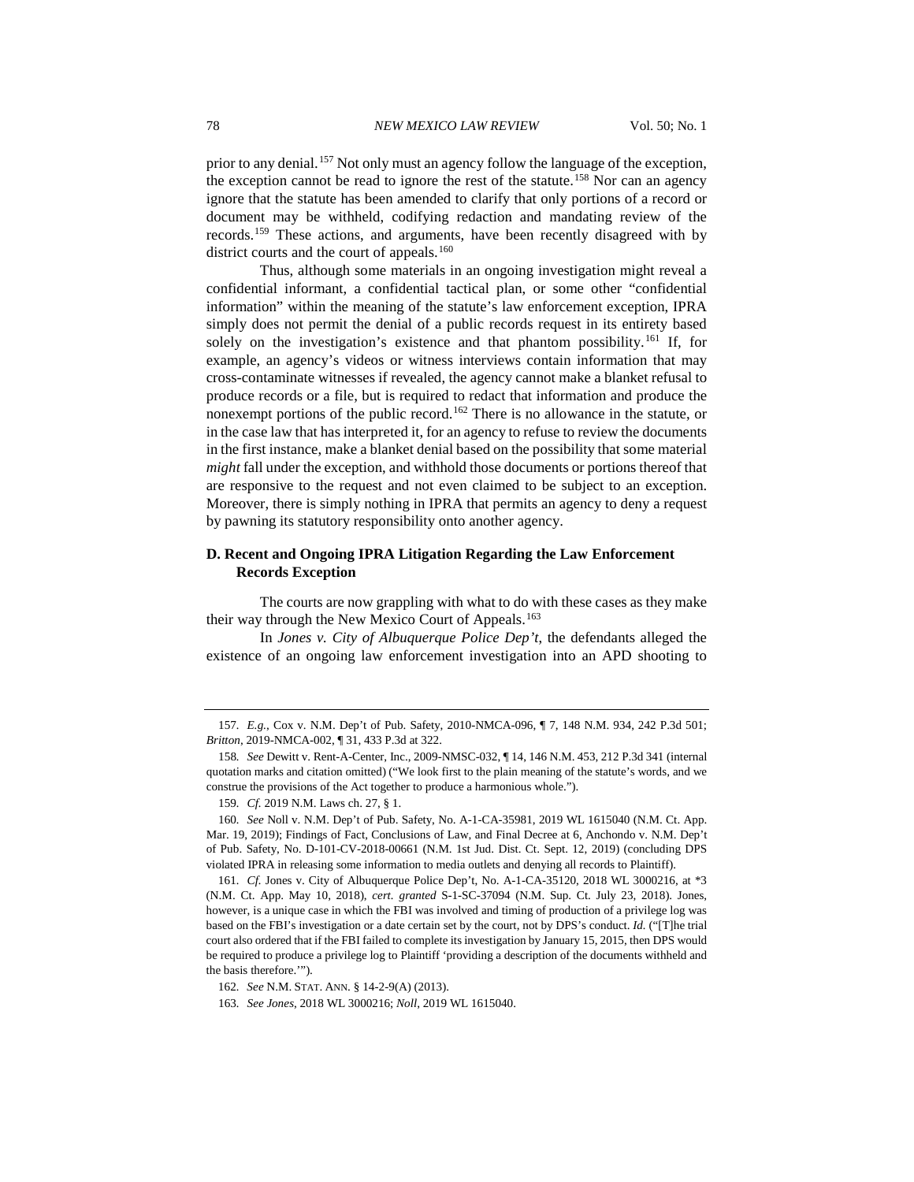prior to any denial.[157] Not only must an agency follow the language of the exception, the exception cannot be read to ignore the rest of the statute.[158] Nor can an agency ignore that the statute has been amended to clarify that only portions of a record or document may be withheld, codifying redaction and mandating review of the records.[159] These actions, and arguments, have been recently disagreed with by district courts and the court of appeals.[160]

Thus, although some materials in an ongoing investigation might reveal a confidential informant, a confidential tactical plan, or some other "confidential information" within the meaning of the statute's law enforcement exception, IPRA simply does not permit the denial of a public records request in its entirety based solely on the investigation's existence and that phantom possibility.[161] If, for example, an agency's videos or witness interviews contain information that may cross-contaminate witnesses if revealed, the agency cannot make a blanket refusal to produce records or a file, but is required to redact that information and produce the nonexempt portions of the public record.[162] There is no allowance in the statute, or in the case law that has interpreted it, for an agency to refuse to review the documents in the first instance, make a blanket denial based on the possibility that some material *might* fall under the exception, and withhold those documents or portions thereof that are responsive to the request and not even claimed to be subject to an exception. Moreover, there is simply nothing in IPRA that permits an agency to deny a request by pawning its statutory responsibility onto another agency.

### D. Recent and Ongoing IPRA Litigation Regarding the Law Enforcement Records Exception

The courts are now grappling with what to do with these cases as they make their way through the New Mexico Court of Appeals.[163]

In *Jones v. City of Albuquerque Police Dep't*, the defendants alleged the existence of an ongoing law enforcement investigation into an APD shooting to

---

157. *E.g.*, Cox v. N.M. Dep't of Pub. Safety, 2010-NMCA-096, ¶ 7, 148 N.M. 934, 242 P.3d 501; *Britton*, 2019-NMCA-002, ¶ 31, 433 P.3d at 322.

158. *See* Dewitt v. Rent-A-Center, Inc., 2009-NMSC-032, ¶ 14, 146 N.M. 453, 212 P.3d 341 (internal quotation marks and citation omitted) ("We look first to the plain meaning of the statute's words, and we construe the provisions of the Act together to produce a harmonious whole.").

159. *Cf.* 2019 N.M. Laws ch. 27, § 1.

160. *See* Noll v. N.M. Dep't of Pub. Safety, No. A-1-CA-35981, 2019 WL 1615040 (N.M. Ct. App. Mar. 19, 2019); Findings of Fact, Conclusions of Law, and Final Decree at 6, Anchondo v. N.M. Dep't of Pub. Safety, No. D-101-CV-2018-00661 (N.M. 1st Jud. Dist. Ct. Sept. 12, 2019) (concluding DPS violated IPRA in releasing some information to media outlets and denying all records to Plaintiff).

161. *Cf.* Jones v. City of Albuquerque Police Dep't, No. A-1-CA-35120, 2018 WL 3000216, at *3 (N.M. Ct. App. May 10, 2018), *cert. granted* S-1-SC-37094 (N.M. Sup. Ct. July 23, 2018). Jones, however, is a unique case in which the FBI was involved and timing of production of a privilege log was based on the FBI's investigation or a date certain set by the court, not by DPS's conduct. *Id.* ("[T]he trial court also ordered that if the FBI failed to complete its investigation by January 15, 2015, then DPS would be required to produce a privilege log to Plaintiff 'providing a description of the documents withheld and the basis therefore.'").

162. *See* N.M. STAT. ANN. § 14-2-9(A) (2013).

163. *See Jones*, 2018 WL 3000216; *Noll*, 2019 WL 1615040.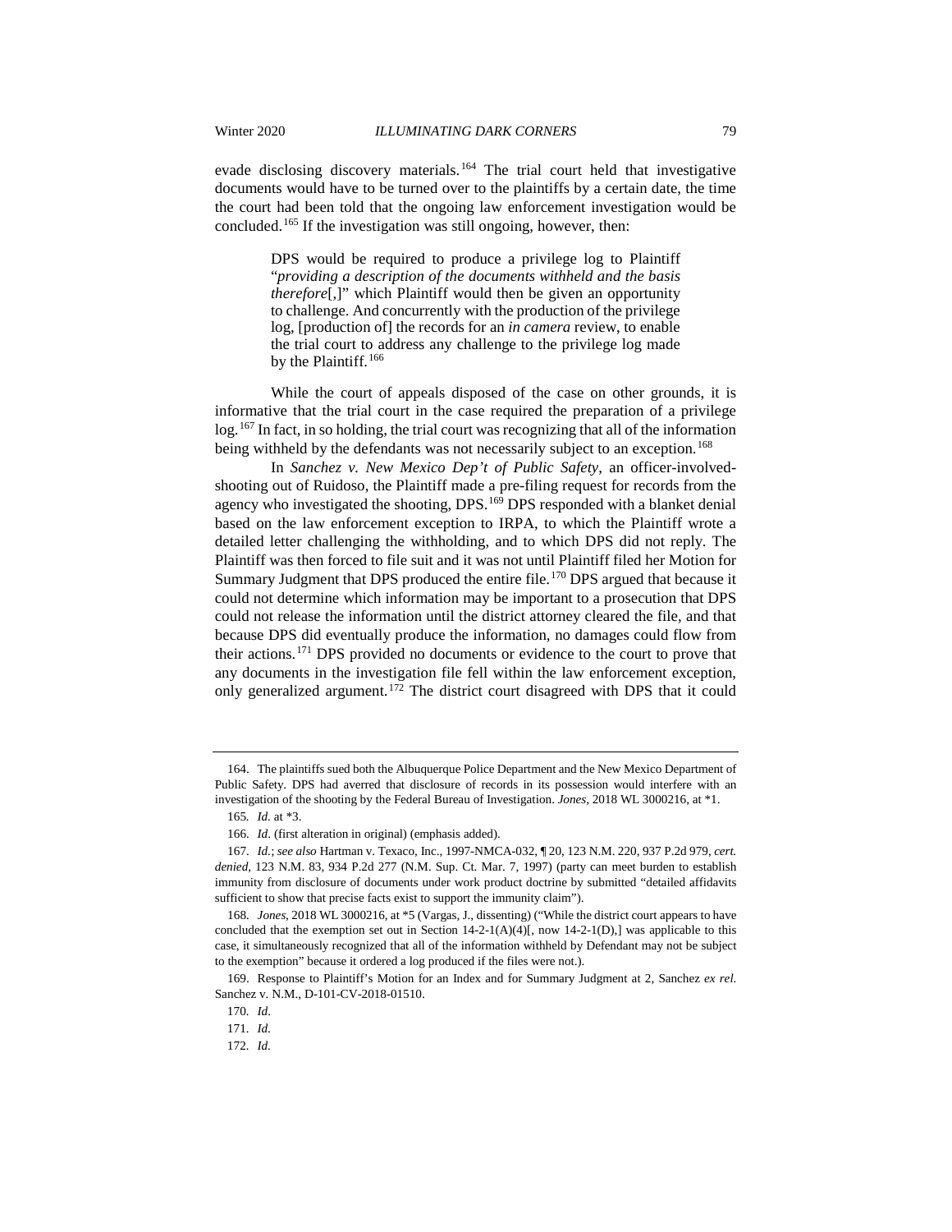evade disclosing discovery materials.[164] The trial court held that investigative documents would have to be turned over to the plaintiffs by a certain date, the time the court had been told that the ongoing law enforcement investigation would be concluded.[165] If the investigation was still ongoing, however, then:

> DPS would be required to produce a privilege log to Plaintiff "*providing a description of the documents withheld and the basis therefore*[,]" which Plaintiff would then be given an opportunity to challenge. And concurrently with the production of the privilege log, [production of] the records for an *in camera* review, to enable the trial court to address any challenge to the privilege log made by the Plaintiff.[166]

While the court of appeals disposed of the case on other grounds, it is informative that the trial court in the case required the preparation of a privilege log.[167] In fact, in so holding, the trial court was recognizing that all of the information being withheld by the defendants was not necessarily subject to an exception.[168]

In *Sanchez v. New Mexico Dep't of Public Safety*, an officer-involved-shooting out of Ruidoso, the Plaintiff made a pre-filing request for records from the agency who investigated the shooting, DPS.[169] DPS responded with a blanket denial based on the law enforcement exception to IRPA, to which the Plaintiff wrote a detailed letter challenging the withholding, and to which DPS did not reply. The Plaintiff was then forced to file suit and it was not until Plaintiff filed her Motion for Summary Judgment that DPS produced the entire file.[170] DPS argued that because it could not determine which information may be important to a prosecution that DPS could not release the information until the district attorney cleared the file, and that because DPS did eventually produce the information, no damages could flow from their actions.[171] DPS provided no documents or evidence to the court to prove that any documents in the investigation file fell within the law enforcement exception, only generalized argument.[172] The district court disagreed with DPS that it could

---

164. The plaintiffs sued both the Albuquerque Police Department and the New Mexico Department of Public Safety. DPS had averred that disclosure of records in its possession would interfere with an investigation of the shooting by the Federal Bureau of Investigation. *Jones*, 2018 WL 3000216, at *1.

165. *Id.* at *3.

166. *Id*. (first alteration in original) (emphasis added).

167. *Id.*; *see also* Hartman v. Texaco, Inc., 1997-NMCA-032, ¶ 20, 123 N.M. 220, 937 P.2d 979, *cert. denied*, 123 N.M. 83, 934 P.2d 277 (N.M. Sup. Ct. Mar. 7, 1997) (party can meet burden to establish immunity from disclosure of documents under work product doctrine by submitted "detailed affidavits sufficient to show that precise facts exist to support the immunity claim").

168. *Jones*, 2018 WL 3000216, at *5 (Vargas, J., dissenting) ("While the district court appears to have concluded that the exemption set out in Section 14-2-1(A)(4)[, now 14-2-1(D),] was applicable to this case, it simultaneously recognized that all of the information withheld by Defendant may not be subject to the exemption" because it ordered a log produced if the files were not.).

169. Response to Plaintiff's Motion for an Index and for Summary Judgment at 2, Sanchez *ex rel.* Sanchez v. N.M., D-101-CV-2018-01510.

170. *Id*.

171. *Id.*

172. *Id.*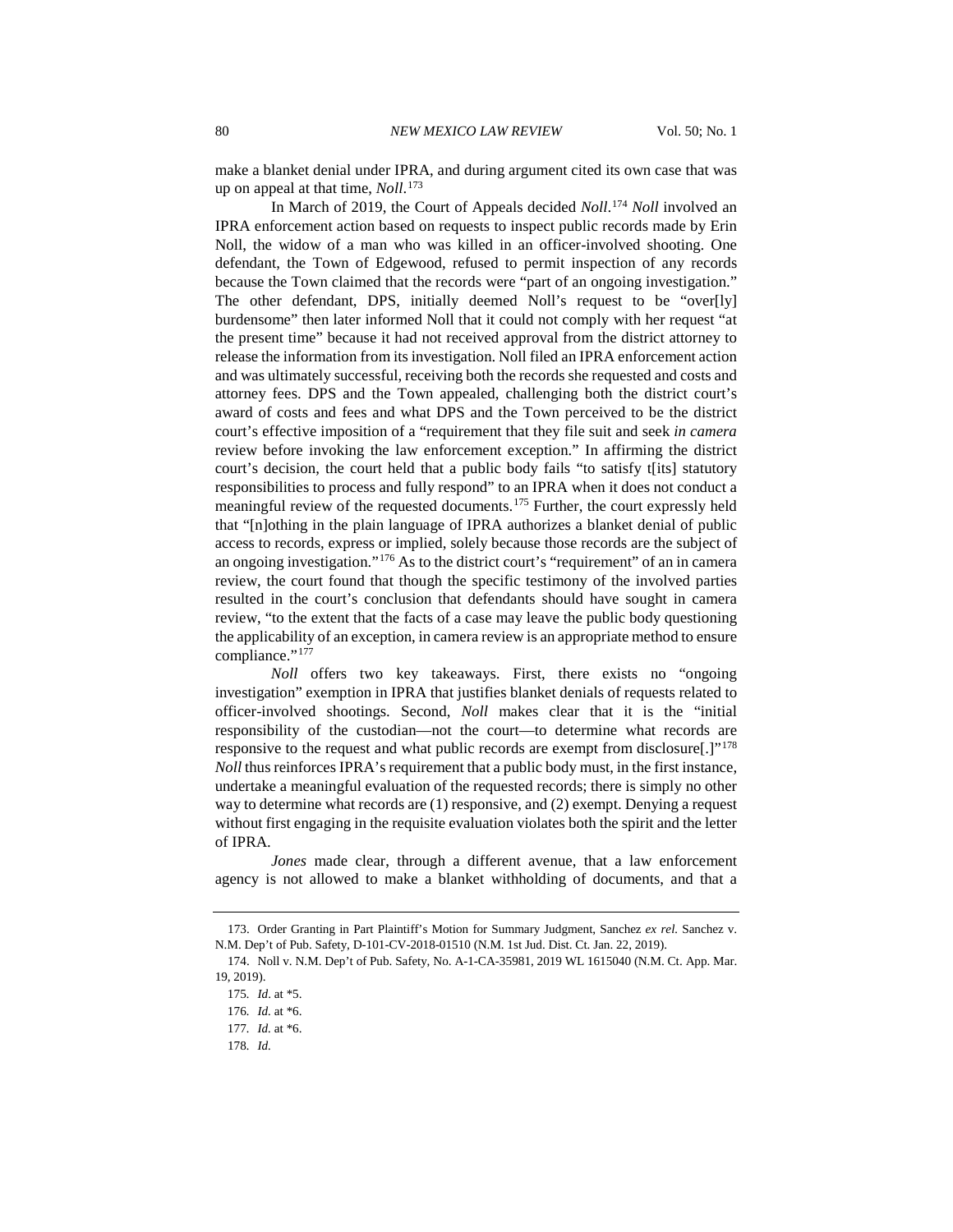make a blanket denial under IPRA, and during argument cited its own case that was up on appeal at that time, *Noll*.[173]

In March of 2019, the Court of Appeals decided *Noll*.[174] *Noll* involved an IPRA enforcement action based on requests to inspect public records made by Erin Noll, the widow of a man who was killed in an officer-involved shooting. One defendant, the Town of Edgewood, refused to permit inspection of any records because the Town claimed that the records were "part of an ongoing investigation." The other defendant, DPS, initially deemed Noll's request to be "over[ly] burdensome" then later informed Noll that it could not comply with her request "at the present time" because it had not received approval from the district attorney to release the information from its investigation. Noll filed an IPRA enforcement action and was ultimately successful, receiving both the records she requested and costs and attorney fees. DPS and the Town appealed, challenging both the district court's award of costs and fees and what DPS and the Town perceived to be the district court's effective imposition of a "requirement that they file suit and seek *in camera* review before invoking the law enforcement exception." In affirming the district court's decision, the court held that a public body fails "to satisfy t[its] statutory responsibilities to process and fully respond" to an IPRA when it does not conduct a meaningful review of the requested documents.[175] Further, the court expressly held that "[n]othing in the plain language of IPRA authorizes a blanket denial of public access to records, express or implied, solely because those records are the subject of an ongoing investigation."[176] As to the district court's "requirement" of an in camera review, the court found that though the specific testimony of the involved parties resulted in the court's conclusion that defendants should have sought in camera review, "to the extent that the facts of a case may leave the public body questioning the applicability of an exception, in camera review is an appropriate method to ensure compliance."[177]

*Noll* offers two key takeaways. First, there exists no "ongoing investigation" exemption in IPRA that justifies blanket denials of requests related to officer-involved shootings. Second, *Noll* makes clear that it is the "initial responsibility of the custodian—not the court—to determine what records are responsive to the request and what public records are exempt from disclosure[.]"[178] *Noll* thus reinforces IPRA's requirement that a public body must, in the first instance, undertake a meaningful evaluation of the requested records; there is simply no other way to determine what records are (1) responsive, and (2) exempt. Denying a request without first engaging in the requisite evaluation violates both the spirit and the letter of IPRA.

*Jones* made clear, through a different avenue, that a law enforcement agency is not allowed to make a blanket withholding of documents, and that a

---

173. Order Granting in Part Plaintiff's Motion for Summary Judgment, Sanchez *ex rel.* Sanchez v. N.M. Dep't of Pub. Safety, D-101-CV-2018-01510 (N.M. 1st Jud. Dist. Ct. Jan. 22, 2019).

174. Noll v. N.M. Dep't of Pub. Safety, No. A-1-CA-35981, 2019 WL 1615040 (N.M. Ct. App. Mar. 19, 2019).

175. *Id.* at *5.

176. *Id.* at *6.

177. *Id.* at *6.

178. *Id.*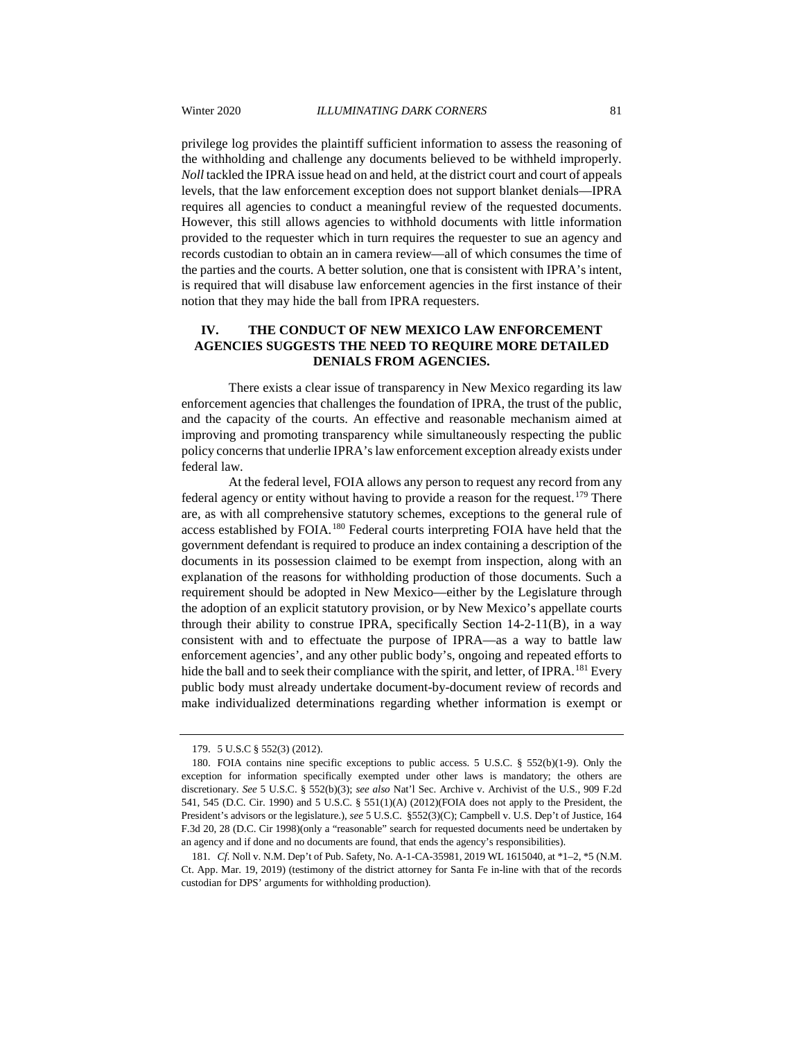privilege log provides the plaintiff sufficient information to assess the reasoning of the withholding and challenge any documents believed to be withheld improperly. *Noll* tackled the IPRA issue head on and held, at the district court and court of appeals levels, that the law enforcement exception does not support blanket denials—IPRA requires all agencies to conduct a meaningful review of the requested documents. However, this still allows agencies to withhold documents with little information provided to the requester which in turn requires the requester to sue an agency and records custodian to obtain an in camera review—all of which consumes the time of the parties and the courts. A better solution, one that is consistent with IPRA's intent, is required that will disabuse law enforcement agencies in the first instance of their notion that they may hide the ball from IPRA requesters.

## IV. THE CONDUCT OF NEW MEXICO LAW ENFORCEMENT AGENCIES SUGGESTS THE NEED TO REQUIRE MORE DETAILED DENIALS FROM AGENCIES.

There exists a clear issue of transparency in New Mexico regarding its law enforcement agencies that challenges the foundation of IPRA, the trust of the public, and the capacity of the courts. An effective and reasonable mechanism aimed at improving and promoting transparency while simultaneously respecting the public policy concerns that underlie IPRA's law enforcement exception already exists under federal law.

At the federal level, FOIA allows any person to request any record from any federal agency or entity without having to provide a reason for the request.[179] There are, as with all comprehensive statutory schemes, exceptions to the general rule of access established by FOIA.[180] Federal courts interpreting FOIA have held that the government defendant is required to produce an index containing a description of the documents in its possession claimed to be exempt from inspection, along with an explanation of the reasons for withholding production of those documents. Such a requirement should be adopted in New Mexico—either by the Legislature through the adoption of an explicit statutory provision, or by New Mexico's appellate courts through their ability to construe IPRA, specifically Section 14-2-11(B), in a way consistent with and to effectuate the purpose of IPRA—as a way to battle law enforcement agencies', and any other public body's, ongoing and repeated efforts to hide the ball and to seek their compliance with the spirit, and letter, of IPRA.[181] Every public body must already undertake document-by-document review of records and make individualized determinations regarding whether information is exempt or

---

179. 5 U.S.C § 552(3) (2012).

180. FOIA contains nine specific exceptions to public access. 5 U.S.C. § 552(b)(1-9). Only the exception for information specifically exempted under other laws is mandatory; the others are discretionary. *See* 5 U.S.C. § 552(b)(3); *see also* Nat'l Sec. Archive v. Archivist of the U.S., 909 F.2d 541, 545 (D.C. Cir. 1990) and 5 U.S.C. § 551(1)(A) (2012)(FOIA does not apply to the President, the President's advisors or the legislature.), *see* 5 U.S.C. §552(3)(C); Campbell v. U.S. Dep't of Justice, 164 F.3d 20, 28 (D.C. Cir 1998)(only a "reasonable" search for requested documents need be undertaken by an agency and if done and no documents are found, that ends the agency's responsibilities).

181. *Cf.* Noll v. N.M. Dep't of Pub. Safety, No. A-1-CA-35981, 2019 WL 1615040, at *1–2, *5 (N.M. Ct. App. Mar. 19, 2019) (testimony of the district attorney for Santa Fe in-line with that of the records custodian for DPS' arguments for withholding production).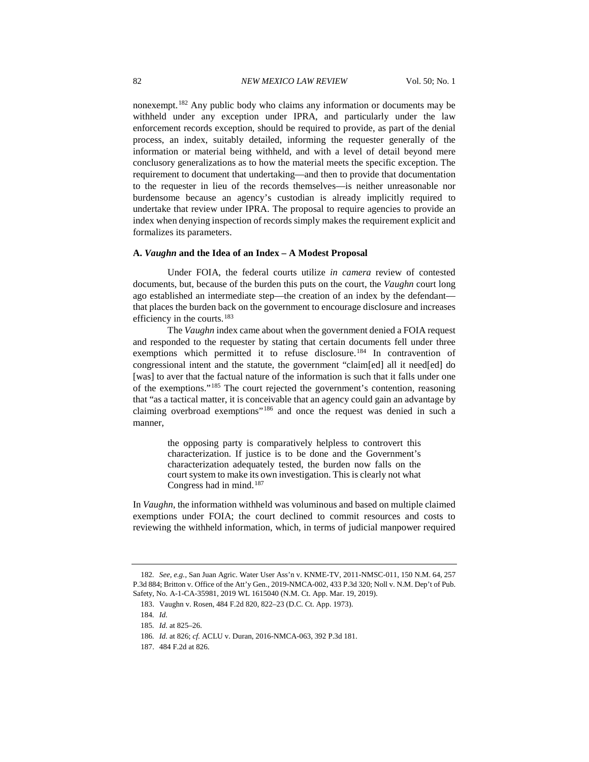nonexempt.[182] Any public body who claims any information or documents may be withheld under any exception under IPRA, and particularly under the law enforcement records exception, should be required to provide, as part of the denial process, an index, suitably detailed, informing the requester generally of the information or material being withheld, and with a level of detail beyond mere conclusory generalizations as to how the material meets the specific exception. The requirement to document that undertaking—and then to provide that documentation to the requester in lieu of the records themselves—is neither unreasonable nor burdensome because an agency's custodian is already implicitly required to undertake that review under IPRA. The proposal to require agencies to provide an index when denying inspection of records simply makes the requirement explicit and formalizes its parameters.

### A. *Vaughn* and the Idea of an Index – A Modest Proposal

Under FOIA, the federal courts utilize *in camera* review of contested documents, but, because of the burden this puts on the court, the *Vaughn* court long ago established an intermediate step—the creation of an index by the defendant—that places the burden back on the government to encourage disclosure and increases efficiency in the courts.[183]

The *Vaughn* index came about when the government denied a FOIA request and responded to the requester by stating that certain documents fell under three exemptions which permitted it to refuse disclosure.[184] In contravention of congressional intent and the statute, the government "claim[ed] all it need[ed] do [was] to aver that the factual nature of the information is such that it falls under one of the exemptions."[185] The court rejected the government's contention, reasoning that "as a tactical matter, it is conceivable that an agency could gain an advantage by claiming overbroad exemptions"[186] and once the request was denied in such a manner,

> the opposing party is comparatively helpless to controvert this characterization. If justice is to be done and the Government's characterization adequately tested, the burden now falls on the court system to make its own investigation. This is clearly not what Congress had in mind.[187]

In *Vaughn*, the information withheld was voluminous and based on multiple claimed exemptions under FOIA; the court declined to commit resources and costs to reviewing the withheld information, which, in terms of judicial manpower required

---

182. *See, e.g.*, San Juan Agric. Water User Ass'n v. KNME-TV, 2011-NMSC-011, 150 N.M. 64, 257 P.3d 884; Britton v. Office of the Att'y Gen., 2019-NMCA-002, 433 P.3d 320; Noll v. N.M. Dep't of Pub. Safety, No. A-1-CA-35981, 2019 WL 1615040 (N.M. Ct. App. Mar. 19, 2019).

183. Vaughn v. Rosen, 484 F.2d 820, 822–23 (D.C. Ct. App. 1973).

184. *Id.*

185. *Id.* at 825–26.

186. *Id.* at 826; *cf.* ACLU v. Duran, 2016-NMCA-063, 392 P.3d 181.

187. 484 F.2d at 826.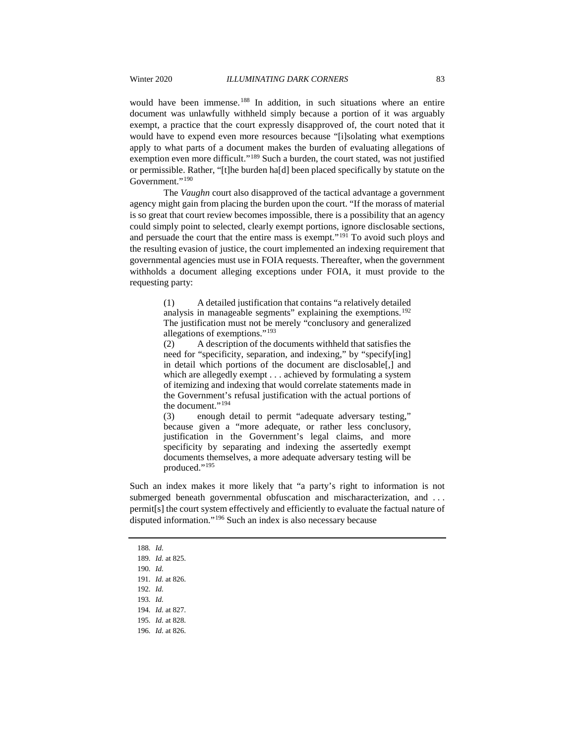would have been immense.[188] In addition, in such situations where an entire document was unlawfully withheld simply because a portion of it was arguably exempt, a practice that the court expressly disapproved of, the court noted that it would have to expend even more resources because "[i]solating what exemptions apply to what parts of a document makes the burden of evaluating allegations of exemption even more difficult."[189] Such a burden, the court stated, was not justified or permissible. Rather, "[t]he burden ha[d] been placed specifically by statute on the Government."[190]

The *Vaughn* court also disapproved of the tactical advantage a government agency might gain from placing the burden upon the court. "If the morass of material is so great that court review becomes impossible, there is a possibility that an agency could simply point to selected, clearly exempt portions, ignore disclosable sections, and persuade the court that the entire mass is exempt."[191] To avoid such ploys and the resulting evasion of justice, the court implemented an indexing requirement that governmental agencies must use in FOIA requests. Thereafter, when the government withholds a document alleging exceptions under FOIA, it must provide to the requesting party:

> (1) A detailed justification that contains "a relatively detailed analysis in manageable segments" explaining the exemptions.[192] The justification must not be merely "conclusory and generalized allegations of exemptions."[193]
> (2) A description of the documents withheld that satisfies the need for "specificity, separation, and indexing," by "specify[ing] in detail which portions of the document are disclosable[,] and which are allegedly exempt . . . achieved by formulating a system of itemizing and indexing that would correlate statements made in the Government's refusal justification with the actual portions of the document."[194]
> (3) enough detail to permit "adequate adversary testing," because given a "more adequate, or rather less conclusory, justification in the Government's legal claims, and more specificity by separating and indexing the assertedly exempt documents themselves, a more adequate adversary testing will be produced."[195]

Such an index makes it more likely that "a party's right to information is not submerged beneath governmental obfuscation and mischaracterization, and . . . permit[s] the court system effectively and efficiently to evaluate the factual nature of disputed information."[196] Such an index is also necessary because

---

188. *Id.*
189. *Id.* at 825.
190. *Id.*
191. *Id.* at 826.
192. *Id.*
193. *Id.*
194. *Id.* at 827.
195. *Id.* at 828.
196. *Id.* at 826.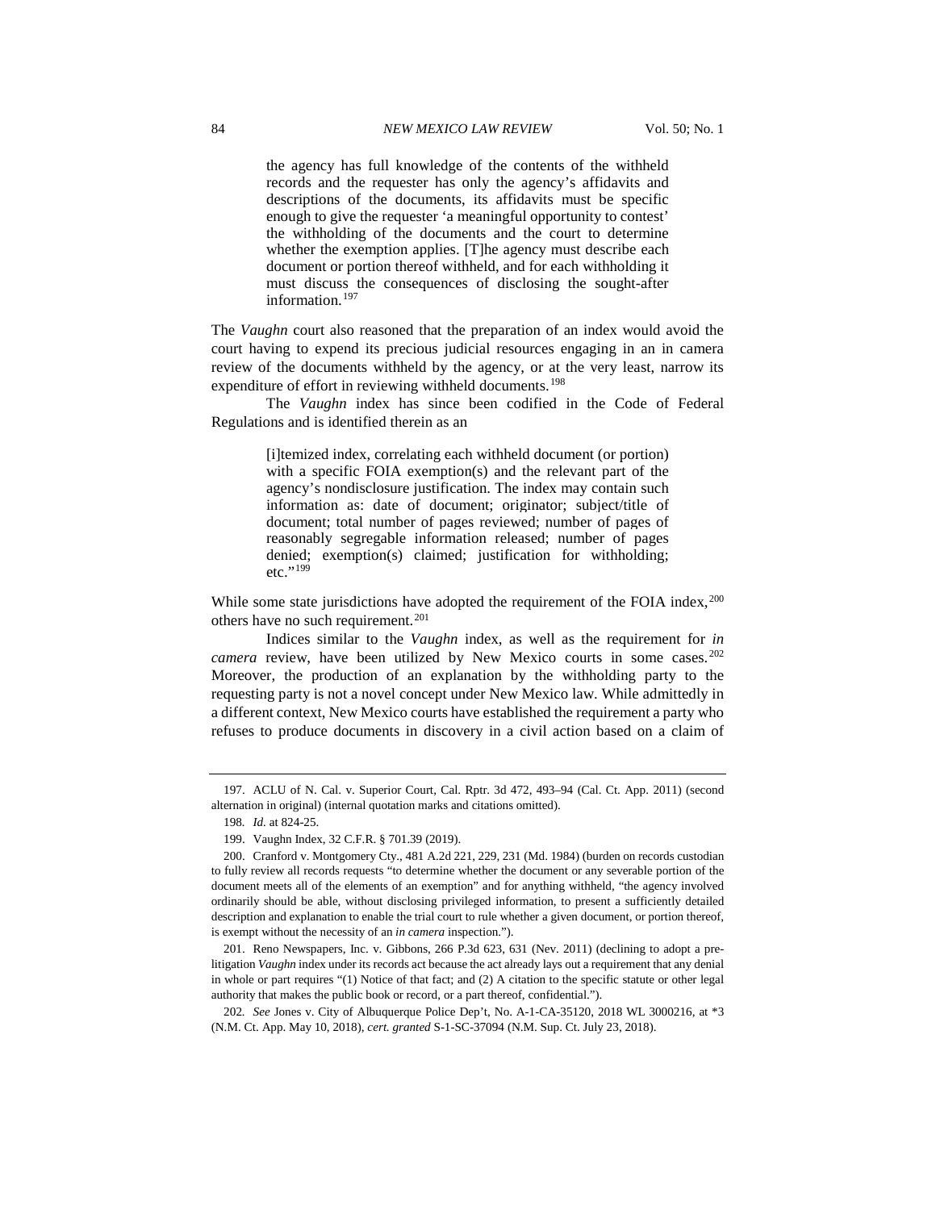> the agency has full knowledge of the contents of the withheld records and the requester has only the agency's affidavits and descriptions of the documents, its affidavits must be specific enough to give the requester 'a meaningful opportunity to contest' the withholding of the documents and the court to determine whether the exemption applies. [T]he agency must describe each document or portion thereof withheld, and for each withholding it must discuss the consequences of disclosing the sought-after information.[197]

The *Vaughn* court also reasoned that the preparation of an index would avoid the court having to expend its precious judicial resources engaging in an in camera review of the documents withheld by the agency, or at the very least, narrow its expenditure of effort in reviewing withheld documents.[198]

The *Vaughn* index has since been codified in the Code of Federal Regulations and is identified therein as an

> [i]temized index, correlating each withheld document (or portion) with a specific FOIA exemption(s) and the relevant part of the agency's nondisclosure justification. The index may contain such information as: date of document; originator; subject/title of document; total number of pages reviewed; number of pages of reasonably segregable information released; number of pages denied; exemption(s) claimed; justification for withholding; etc."[199]

While some state jurisdictions have adopted the requirement of the FOIA index,[200] others have no such requirement.[201]

Indices similar to the *Vaughn* index, as well as the requirement for *in camera* review, have been utilized by New Mexico courts in some cases.[202] Moreover, the production of an explanation by the withholding party to the requesting party is not a novel concept under New Mexico law. While admittedly in a different context, New Mexico courts have established the requirement a party who refuses to produce documents in discovery in a civil action based on a claim of

---

197. ACLU of N. Cal. v. Superior Court, Cal. Rptr. 3d 472, 493–94 (Cal. Ct. App. 2011) (second alternation in original) (internal quotation marks and citations omitted).

198. *Id.* at 824-25.

199. Vaughn Index, 32 C.F.R. § 701.39 (2019).

200. Cranford v. Montgomery Cty., 481 A.2d 221, 229, 231 (Md. 1984) (burden on records custodian to fully review all records requests "to determine whether the document or any severable portion of the document meets all of the elements of an exemption" and for anything withheld, "the agency involved ordinarily should be able, without disclosing privileged information, to present a sufficiently detailed description and explanation to enable the trial court to rule whether a given document, or portion thereof, is exempt without the necessity of an *in camera* inspection.").

201. Reno Newspapers, Inc. v. Gibbons, 266 P.3d 623, 631 (Nev. 2011) (declining to adopt a pre-litigation *Vaughn* index under its records act because the act already lays out a requirement that any denial in whole or part requires "(1) Notice of that fact; and (2) A citation to the specific statute or other legal authority that makes the public book or record, or a part thereof, confidential.").

202. *See* Jones v. City of Albuquerque Police Dep't, No. A-1-CA-35120, 2018 WL 3000216, at *3 (N.M. Ct. App. May 10, 2018), *cert. granted* S-1-SC-37094 (N.M. Sup. Ct. July 23, 2018).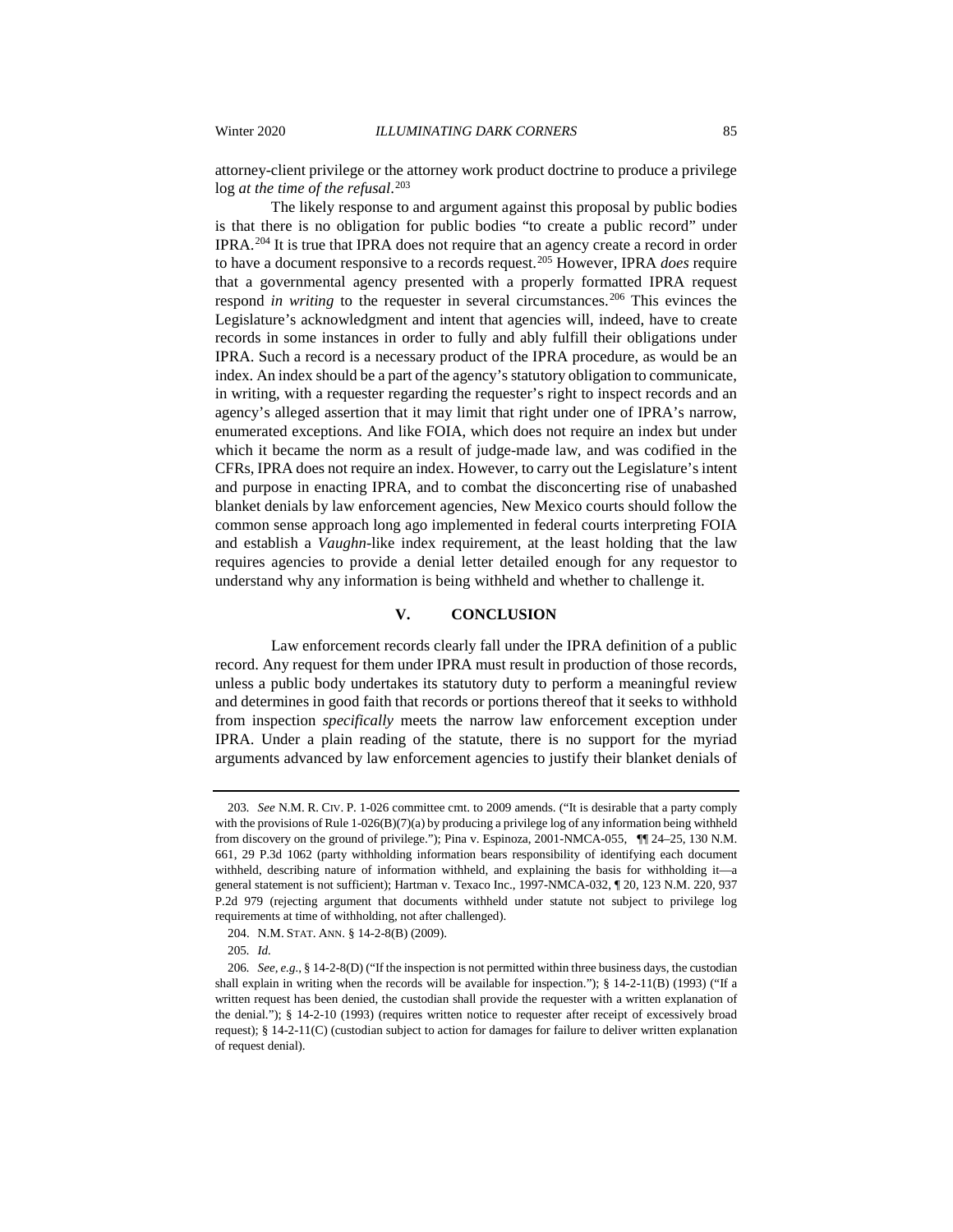attorney-client privilege or the attorney work product doctrine to produce a privilege log *at the time of the refusal*.[203]

The likely response to and argument against this proposal by public bodies is that there is no obligation for public bodies "to create a public record" under IPRA.[204] It is true that IPRA does not require that an agency create a record in order to have a document responsive to a records request.[205] However, IPRA *does* require that a governmental agency presented with a properly formatted IPRA request respond *in writing* to the requester in several circumstances.[206] This evinces the Legislature's acknowledgment and intent that agencies will, indeed, have to create records in some instances in order to fully and ably fulfill their obligations under IPRA. Such a record is a necessary product of the IPRA procedure, as would be an index. An index should be a part of the agency's statutory obligation to communicate, in writing, with a requester regarding the requester's right to inspect records and an agency's alleged assertion that it may limit that right under one of IPRA's narrow, enumerated exceptions. And like FOIA, which does not require an index but under which it became the norm as a result of judge-made law, and was codified in the CFRs, IPRA does not require an index. However, to carry out the Legislature's intent and purpose in enacting IPRA, and to combat the disconcerting rise of unabashed blanket denials by law enforcement agencies, New Mexico courts should follow the common sense approach long ago implemented in federal courts interpreting FOIA and establish a *Vaughn*-like index requirement, at the least holding that the law requires agencies to provide a denial letter detailed enough for any requestor to understand why any information is being withheld and whether to challenge it.

## V. CONCLUSION

Law enforcement records clearly fall under the IPRA definition of a public record. Any request for them under IPRA must result in production of those records, unless a public body undertakes its statutory duty to perform a meaningful review and determines in good faith that records or portions thereof that it seeks to withhold from inspection *specifically* meets the narrow law enforcement exception under IPRA. Under a plain reading of the statute, there is no support for the myriad arguments advanced by law enforcement agencies to justify their blanket denials of

---

203. *See* N.M. R. CIV. P. 1-026 committee cmt. to 2009 amends. ("It is desirable that a party comply with the provisions of Rule 1-026(B)(7)(a) by producing a privilege log of any information being withheld from discovery on the ground of privilege."); Pina v. Espinoza, 2001-NMCA-055, ¶¶ 24–25, 130 N.M. 661, 29 P.3d 1062 (party withholding information bears responsibility of identifying each document withheld, describing nature of information withheld, and explaining the basis for withholding it—a general statement is not sufficient); Hartman v. Texaco Inc., 1997-NMCA-032, ¶ 20, 123 N.M. 220, 937 P.2d 979 (rejecting argument that documents withheld under statute not subject to privilege log requirements at time of withholding, not after challenged).

204. N.M. STAT. ANN. § 14-2-8(B) (2009).

205. *Id.*

206. *See, e.g.*, § 14-2-8(D) ("If the inspection is not permitted within three business days, the custodian shall explain in writing when the records will be available for inspection."); § 14-2-11(B) (1993) ("If a written request has been denied, the custodian shall provide the requester with a written explanation of the denial."); § 14-2-10 (1993) (requires written notice to requester after receipt of excessively broad request); § 14-2-11(C) (custodian subject to action for damages for failure to deliver written explanation of request denial).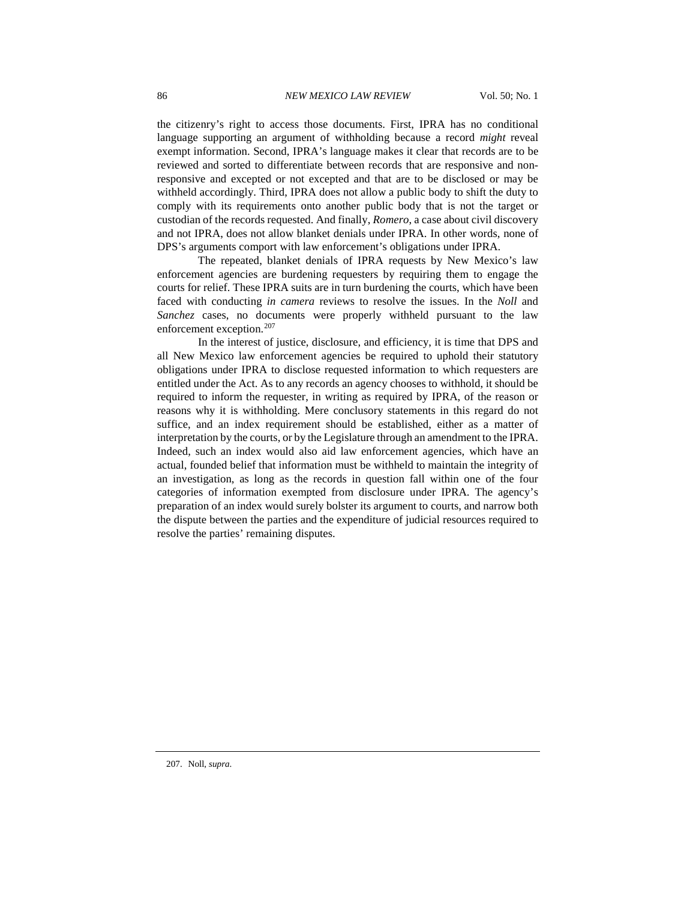the citizenry's right to access those documents. First, IPRA has no conditional language supporting an argument of withholding because a record *might* reveal exempt information. Second, IPRA's language makes it clear that records are to be reviewed and sorted to differentiate between records that are responsive and non-responsive and excepted or not excepted and that are to be disclosed or may be withheld accordingly. Third, IPRA does not allow a public body to shift the duty to comply with its requirements onto another public body that is not the target or custodian of the records requested. And finally, *Romero*, a case about civil discovery and not IPRA, does not allow blanket denials under IPRA. In other words, none of DPS's arguments comport with law enforcement's obligations under IPRA.

The repeated, blanket denials of IPRA requests by New Mexico's law enforcement agencies are burdening requesters by requiring them to engage the courts for relief. These IPRA suits are in turn burdening the courts, which have been faced with conducting *in camera* reviews to resolve the issues. In the *Noll* and *Sanchez* cases, no documents were properly withheld pursuant to the law enforcement exception.[207]

In the interest of justice, disclosure, and efficiency, it is time that DPS and all New Mexico law enforcement agencies be required to uphold their statutory obligations under IPRA to disclose requested information to which requesters are entitled under the Act. As to any records an agency chooses to withhold, it should be required to inform the requester, in writing as required by IPRA, of the reason or reasons why it is withholding. Mere conclusory statements in this regard do not suffice, and an index requirement should be established, either as a matter of interpretation by the courts, or by the Legislature through an amendment to the IPRA. Indeed, such an index would also aid law enforcement agencies, which have an actual, founded belief that information must be withheld to maintain the integrity of an investigation, as long as the records in question fall within one of the four categories of information exempted from disclosure under IPRA. The agency's preparation of an index would surely bolster its argument to courts, and narrow both the dispute between the parties and the expenditure of judicial resources required to resolve the parties' remaining disputes.

---

207. Noll, *supra*.